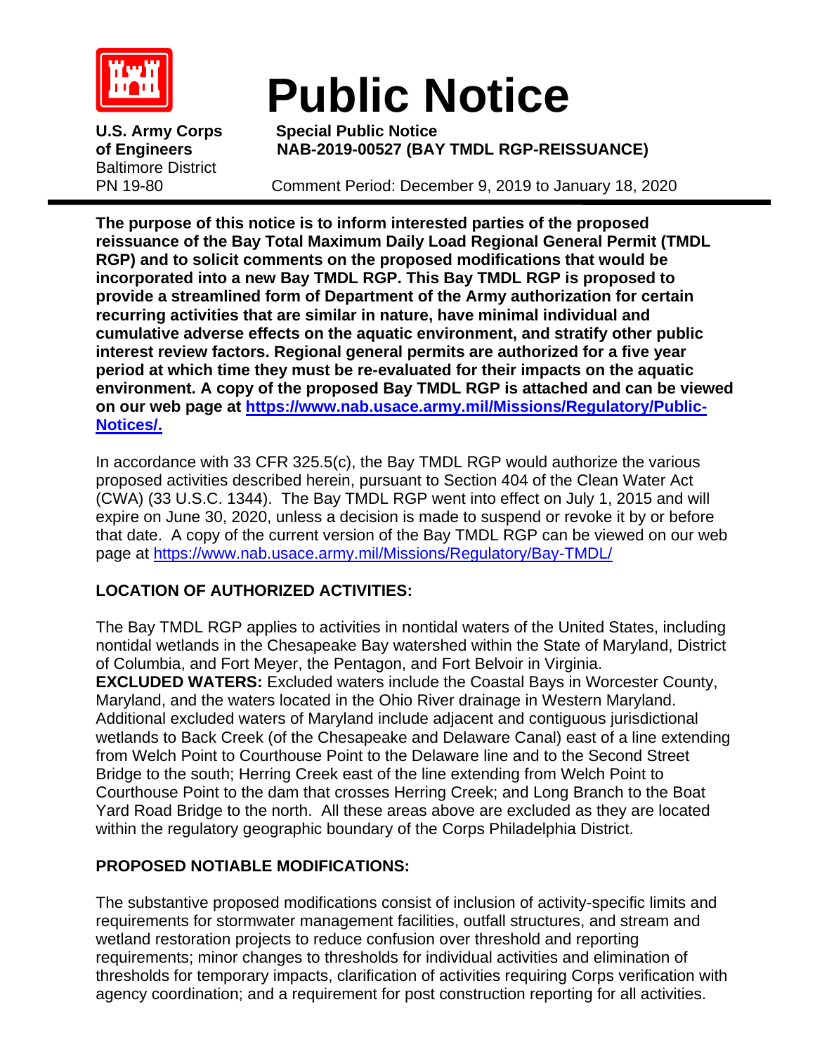# Public Notice

**U.S. Army Corps of Engineers**
Baltimore District
PN 19-80

**Special Public Notice**
**NAB-2019-00527 (BAY TMDL RGP-REISSUANCE)**

Comment Period: December 9, 2019 to January 18, 2020

---

**The purpose of this notice is to inform interested parties of the proposed reissuance of the Bay Total Maximum Daily Load Regional General Permit (TMDL RGP) and to solicit comments on the proposed modifications that would be incorporated into a new Bay TMDL RGP. This Bay TMDL RGP is proposed to provide a streamlined form of Department of the Army authorization for certain recurring activities that are similar in nature, have minimal individual and cumulative adverse effects on the aquatic environment, and stratify other public interest review factors. Regional general permits are authorized for a five year period at which time they must be re-evaluated for their impacts on the aquatic environment. A copy of the proposed Bay TMDL RGP is attached and can be viewed on our web page at [https://www.nab.usace.army.mil/Missions/Regulatory/Public-Notices/.](https://www.nab.usace.army.mil/Missions/Regulatory/Public-Notices/)**

In accordance with 33 CFR 325.5(c), the Bay TMDL RGP would authorize the various proposed activities described herein, pursuant to Section 404 of the Clean Water Act (CWA) (33 U.S.C. 1344). The Bay TMDL RGP went into effect on July 1, 2015 and will expire on June 30, 2020, unless a decision is made to suspend or revoke it by or before that date. A copy of the current version of the Bay TMDL RGP can be viewed on our web page at [https://www.nab.usace.army.mil/Missions/Regulatory/Bay-TMDL/](https://www.nab.usace.army.mil/Missions/Regulatory/Bay-TMDL/)

## LOCATION OF AUTHORIZED ACTIVITIES:

The Bay TMDL RGP applies to activities in nontidal waters of the United States, including nontidal wetlands in the Chesapeake Bay watershed within the State of Maryland, District of Columbia, and Fort Meyer, the Pentagon, and Fort Belvoir in Virginia.
**EXCLUDED WATERS:** Excluded waters include the Coastal Bays in Worcester County, Maryland, and the waters located in the Ohio River drainage in Western Maryland. Additional excluded waters of Maryland include adjacent and contiguous jurisdictional wetlands to Back Creek (of the Chesapeake and Delaware Canal) east of a line extending from Welch Point to Courthouse Point to the Delaware line and to the Second Street Bridge to the south; Herring Creek east of the line extending from Welch Point to Courthouse Point to the dam that crosses Herring Creek; and Long Branch to the Boat Yard Road Bridge to the north. All these areas above are excluded as they are located within the regulatory geographic boundary of the Corps Philadelphia District.

## PROPOSED NOTIABLE MODIFICATIONS:

The substantive proposed modifications consist of inclusion of activity-specific limits and requirements for stormwater management facilities, outfall structures, and stream and wetland restoration projects to reduce confusion over threshold and reporting requirements; minor changes to thresholds for individual activities and elimination of thresholds for temporary impacts, clarification of activities requiring Corps verification with agency coordination; and a requirement for post construction reporting for all activities.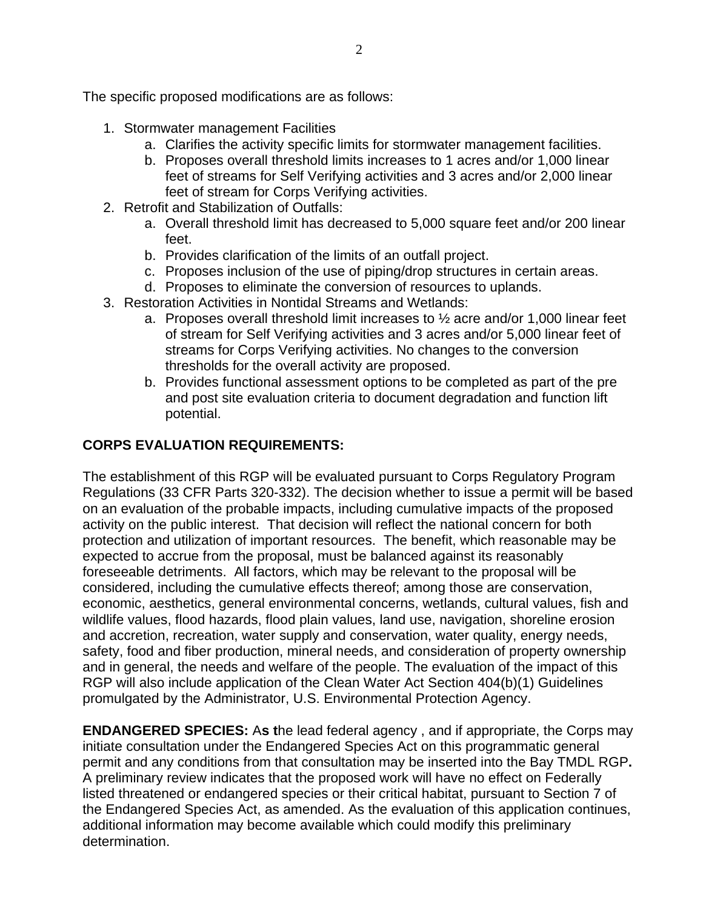The specific proposed modifications are as follows:

1. Stormwater management Facilities
   a. Clarifies the activity specific limits for stormwater management facilities.
   b. Proposes overall threshold limits increases to 1 acres and/or 1,000 linear feet of streams for Self Verifying activities and 3 acres and/or 2,000 linear feet of stream for Corps Verifying activities.
2. Retrofit and Stabilization of Outfalls:
   a. Overall threshold limit has decreased to 5,000 square feet and/or 200 linear feet.
   b. Provides clarification of the limits of an outfall project.
   c. Proposes inclusion of the use of piping/drop structures in certain areas.
   d. Proposes to eliminate the conversion of resources to uplands.
3. Restoration Activities in Nontidal Streams and Wetlands:
   a. Proposes overall threshold limit increases to ½ acre and/or 1,000 linear feet of stream for Self Verifying activities and 3 acres and/or 5,000 linear feet of streams for Corps Verifying activities. No changes to the conversion thresholds for the overall activity are proposed.
   b. Provides functional assessment options to be completed as part of the pre and post site evaluation criteria to document degradation and function lift potential.

**CORPS EVALUATION REQUIREMENTS:**

The establishment of this RGP will be evaluated pursuant to Corps Regulatory Program Regulations (33 CFR Parts 320-332). The decision whether to issue a permit will be based on an evaluation of the probable impacts, including cumulative impacts of the proposed activity on the public interest. That decision will reflect the national concern for both protection and utilization of important resources. The benefit, which reasonable may be expected to accrue from the proposal, must be balanced against its reasonably foreseeable detriments. All factors, which may be relevant to the proposal will be considered, including the cumulative effects thereof; among those are conservation, economic, aesthetics, general environmental concerns, wetlands, cultural values, fish and wildlife values, flood hazards, flood plain values, land use, navigation, shoreline erosion and accretion, recreation, water supply and conservation, water quality, energy needs, safety, food and fiber production, mineral needs, and consideration of property ownership and in general, the needs and welfare of the people. The evaluation of the impact of this RGP will also include application of the Clean Water Act Section 404(b)(1) Guidelines promulgated by the Administrator, U.S. Environmental Protection Agency.

**ENDANGERED SPECIES:** As the lead federal agency , and if appropriate, the Corps may initiate consultation under the Endangered Species Act on this programmatic general permit and any conditions from that consultation may be inserted into the Bay TMDL RGP**.** A preliminary review indicates that the proposed work will have no effect on Federally listed threatened or endangered species or their critical habitat, pursuant to Section 7 of the Endangered Species Act, as amended. As the evaluation of this application continues, additional information may become available which could modify this preliminary determination.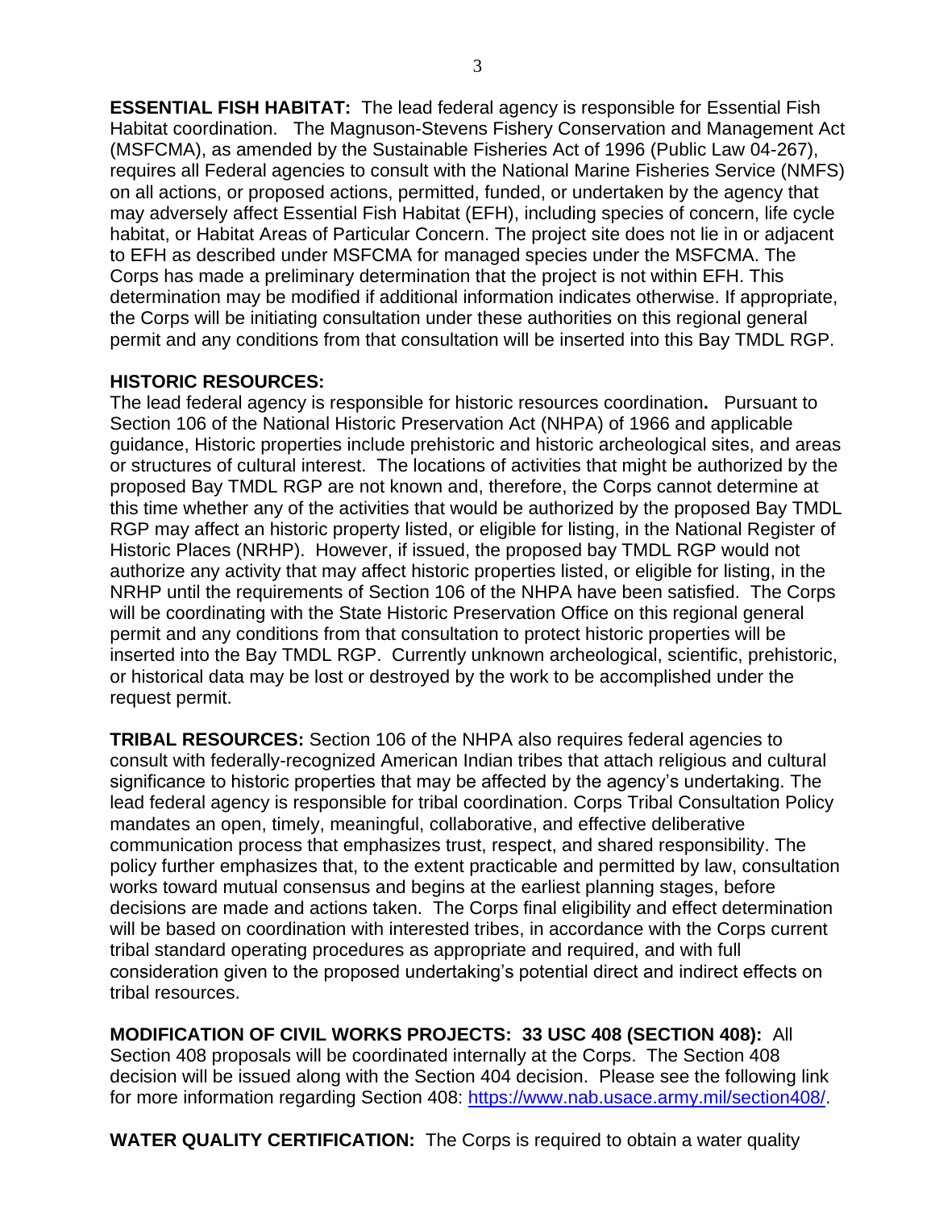**ESSENTIAL FISH HABITAT:** The lead federal agency is responsible for Essential Fish Habitat coordination. The Magnuson-Stevens Fishery Conservation and Management Act (MSFCMA), as amended by the Sustainable Fisheries Act of 1996 (Public Law 04-267), requires all Federal agencies to consult with the National Marine Fisheries Service (NMFS) on all actions, or proposed actions, permitted, funded, or undertaken by the agency that may adversely affect Essential Fish Habitat (EFH), including species of concern, life cycle habitat, or Habitat Areas of Particular Concern. The project site does not lie in or adjacent to EFH as described under MSFCMA for managed species under the MSFCMA. The Corps has made a preliminary determination that the project is not within EFH. This determination may be modified if additional information indicates otherwise. If appropriate, the Corps will be initiating consultation under these authorities on this regional general permit and any conditions from that consultation will be inserted into this Bay TMDL RGP.

**HISTORIC RESOURCES:**
The lead federal agency is responsible for historic resources coordination**.** Pursuant to Section 106 of the National Historic Preservation Act (NHPA) of 1966 and applicable guidance, Historic properties include prehistoric and historic archeological sites, and areas or structures of cultural interest. The locations of activities that might be authorized by the proposed Bay TMDL RGP are not known and, therefore, the Corps cannot determine at this time whether any of the activities that would be authorized by the proposed Bay TMDL RGP may affect an historic property listed, or eligible for listing, in the National Register of Historic Places (NRHP). However, if issued, the proposed bay TMDL RGP would not authorize any activity that may affect historic properties listed, or eligible for listing, in the NRHP until the requirements of Section 106 of the NHPA have been satisfied. The Corps will be coordinating with the State Historic Preservation Office on this regional general permit and any conditions from that consultation to protect historic properties will be inserted into the Bay TMDL RGP. Currently unknown archeological, scientific, prehistoric, or historical data may be lost or destroyed by the work to be accomplished under the request permit.

**TRIBAL RESOURCES:** Section 106 of the NHPA also requires federal agencies to consult with federally-recognized American Indian tribes that attach religious and cultural significance to historic properties that may be affected by the agency's undertaking. The lead federal agency is responsible for tribal coordination. Corps Tribal Consultation Policy mandates an open, timely, meaningful, collaborative, and effective deliberative communication process that emphasizes trust, respect, and shared responsibility. The policy further emphasizes that, to the extent practicable and permitted by law, consultation works toward mutual consensus and begins at the earliest planning stages, before decisions are made and actions taken. The Corps final eligibility and effect determination will be based on coordination with interested tribes, in accordance with the Corps current tribal standard operating procedures as appropriate and required, and with full consideration given to the proposed undertaking's potential direct and indirect effects on tribal resources.

**MODIFICATION OF CIVIL WORKS PROJECTS: 33 USC 408 (SECTION 408):** All Section 408 proposals will be coordinated internally at the Corps. The Section 408 decision will be issued along with the Section 404 decision. Please see the following link for more information regarding Section 408: [https://www.nab.usace.army.mil/section408/](https://www.nab.usace.army.mil/section408/).

**WATER QUALITY CERTIFICATION:** The Corps is required to obtain a water quality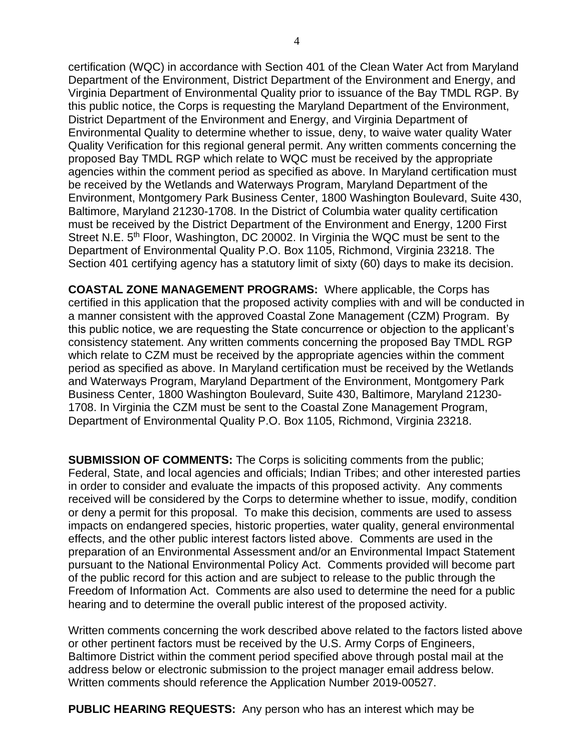certification (WQC) in accordance with Section 401 of the Clean Water Act from Maryland Department of the Environment, District Department of the Environment and Energy, and Virginia Department of Environmental Quality prior to issuance of the Bay TMDL RGP. By this public notice, the Corps is requesting the Maryland Department of the Environment, District Department of the Environment and Energy, and Virginia Department of Environmental Quality to determine whether to issue, deny, to waive water quality Water Quality Verification for this regional general permit. Any written comments concerning the proposed Bay TMDL RGP which relate to WQC must be received by the appropriate agencies within the comment period as specified as above. In Maryland certification must be received by the Wetlands and Waterways Program, Maryland Department of the Environment, Montgomery Park Business Center, 1800 Washington Boulevard, Suite 430, Baltimore, Maryland 21230-1708. In the District of Columbia water quality certification must be received by the District Department of the Environment and Energy, 1200 First Street N.E. 5th Floor, Washington, DC 20002. In Virginia the WQC must be sent to the Department of Environmental Quality P.O. Box 1105, Richmond, Virginia 23218. The Section 401 certifying agency has a statutory limit of sixty (60) days to make its decision.

**COASTAL ZONE MANAGEMENT PROGRAMS:** Where applicable, the Corps has certified in this application that the proposed activity complies with and will be conducted in a manner consistent with the approved Coastal Zone Management (CZM) Program. By this public notice, we are requesting the State concurrence or objection to the applicant's consistency statement. Any written comments concerning the proposed Bay TMDL RGP which relate to CZM must be received by the appropriate agencies within the comment period as specified as above. In Maryland certification must be received by the Wetlands and Waterways Program, Maryland Department of the Environment, Montgomery Park Business Center, 1800 Washington Boulevard, Suite 430, Baltimore, Maryland 21230-1708. In Virginia the CZM must be sent to the Coastal Zone Management Program, Department of Environmental Quality P.O. Box 1105, Richmond, Virginia 23218.

**SUBMISSION OF COMMENTS:** The Corps is soliciting comments from the public; Federal, State, and local agencies and officials; Indian Tribes; and other interested parties in order to consider and evaluate the impacts of this proposed activity. Any comments received will be considered by the Corps to determine whether to issue, modify, condition or deny a permit for this proposal. To make this decision, comments are used to assess impacts on endangered species, historic properties, water quality, general environmental effects, and the other public interest factors listed above. Comments are used in the preparation of an Environmental Assessment and/or an Environmental Impact Statement pursuant to the National Environmental Policy Act. Comments provided will become part of the public record for this action and are subject to release to the public through the Freedom of Information Act. Comments are also used to determine the need for a public hearing and to determine the overall public interest of the proposed activity.

Written comments concerning the work described above related to the factors listed above or other pertinent factors must be received by the U.S. Army Corps of Engineers, Baltimore District within the comment period specified above through postal mail at the address below or electronic submission to the project manager email address below. Written comments should reference the Application Number 2019-00527.

**PUBLIC HEARING REQUESTS:** Any person who has an interest which may be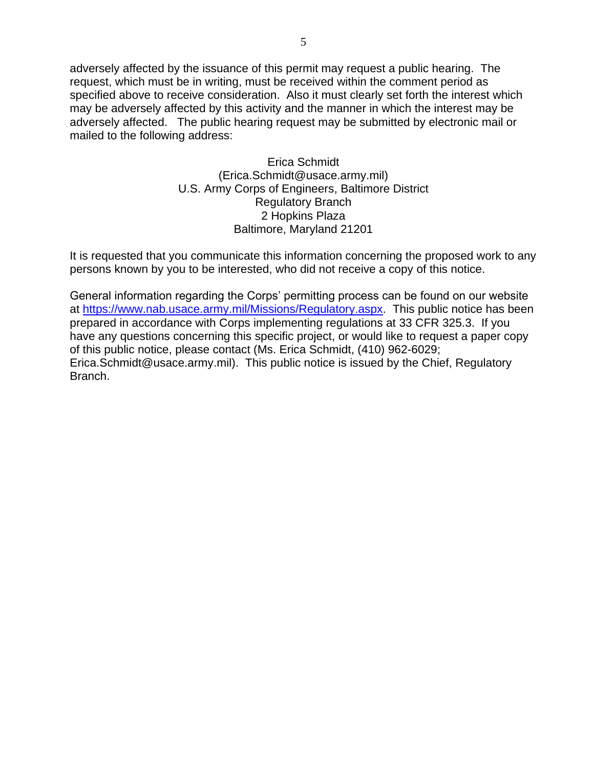adversely affected by the issuance of this permit may request a public hearing. The request, which must be in writing, must be received within the comment period as specified above to receive consideration. Also it must clearly set forth the interest which may be adversely affected by this activity and the manner in which the interest may be adversely affected. The public hearing request may be submitted by electronic mail or mailed to the following address:

Erica Schmidt
(Erica.Schmidt@usace.army.mil)
U.S. Army Corps of Engineers, Baltimore District
Regulatory Branch
2 Hopkins Plaza
Baltimore, Maryland 21201

It is requested that you communicate this information concerning the proposed work to any persons known by you to be interested, who did not receive a copy of this notice.

General information regarding the Corps' permitting process can be found on our website at https://www.nab.usace.army.mil/Missions/Regulatory.aspx. This public notice has been prepared in accordance with Corps implementing regulations at 33 CFR 325.3. If you have any questions concerning this specific project, or would like to request a paper copy of this public notice, please contact (Ms. Erica Schmidt, (410) 962-6029; Erica.Schmidt@usace.army.mil). This public notice is issued by the Chief, Regulatory Branch.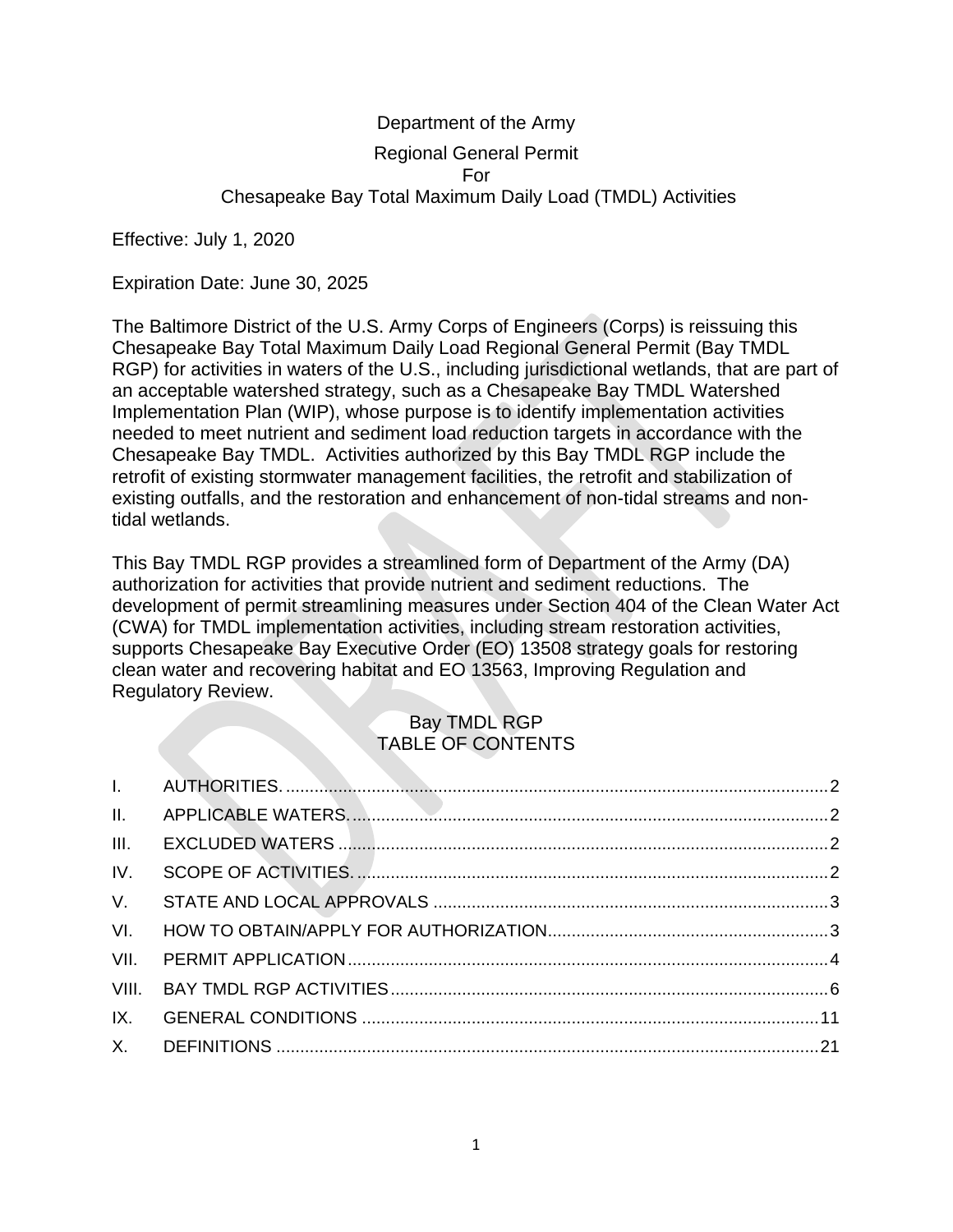Department of the Army

Regional General Permit
For
Chesapeake Bay Total Maximum Daily Load (TMDL) Activities

Effective: July 1, 2020

Expiration Date: June 30, 2025

The Baltimore District of the U.S. Army Corps of Engineers (Corps) is reissuing this Chesapeake Bay Total Maximum Daily Load Regional General Permit (Bay TMDL RGP) for activities in waters of the U.S., including jurisdictional wetlands, that are part of an acceptable watershed strategy, such as a Chesapeake Bay TMDL Watershed Implementation Plan (WIP), whose purpose is to identify implementation activities needed to meet nutrient and sediment load reduction targets in accordance with the Chesapeake Bay TMDL. Activities authorized by this Bay TMDL RGP include the retrofit of existing stormwater management facilities, the retrofit and stabilization of existing outfalls, and the restoration and enhancement of non-tidal streams and non-tidal wetlands.

This Bay TMDL RGP provides a streamlined form of Department of the Army (DA) authorization for activities that provide nutrient and sediment reductions. The development of permit streamlining measures under Section 404 of the Clean Water Act (CWA) for TMDL implementation activities, including stream restoration activities, supports Chesapeake Bay Executive Order (EO) 13508 strategy goals for restoring clean water and recovering habitat and EO 13563, Improving Regulation and Regulatory Review.

Bay TMDL RGP
TABLE OF CONTENTS

I. AUTHORITIES. .......... 2
II. APPLICABLE WATERS. .......... 2
III. EXCLUDED WATERS .......... 2
IV. SCOPE OF ACTIVITIES. .......... 2
V. STATE AND LOCAL APPROVALS .......... 3
VI. HOW TO OBTAIN/APPLY FOR AUTHORIZATION .......... 3
VII. PERMIT APPLICATION .......... 4
VIII. BAY TMDL RGP ACTIVITIES .......... 6
IX. GENERAL CONDITIONS .......... 11
X. DEFINITIONS .......... 21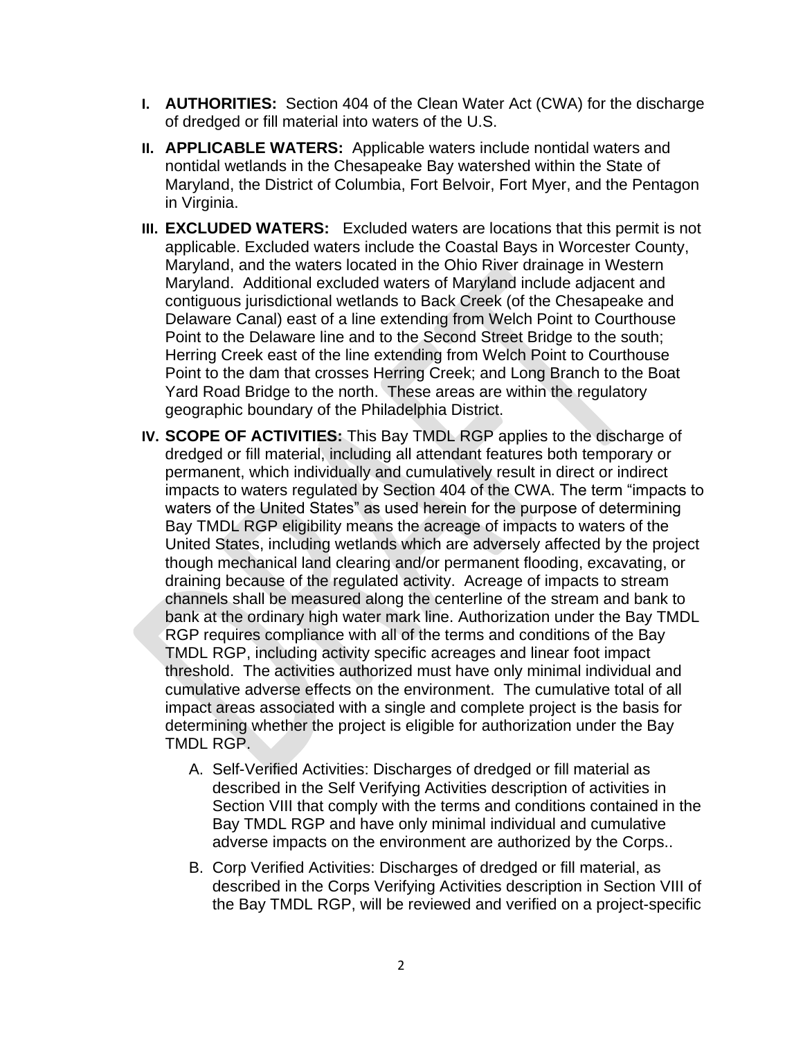**I. AUTHORITIES:** Section 404 of the Clean Water Act (CWA) for the discharge of dredged or fill material into waters of the U.S.

**II. APPLICABLE WATERS:** Applicable waters include nontidal waters and nontidal wetlands in the Chesapeake Bay watershed within the State of Maryland, the District of Columbia, Fort Belvoir, Fort Myer, and the Pentagon in Virginia.

**III. EXCLUDED WATERS:** Excluded waters are locations that this permit is not applicable. Excluded waters include the Coastal Bays in Worcester County, Maryland, and the waters located in the Ohio River drainage in Western Maryland. Additional excluded waters of Maryland include adjacent and contiguous jurisdictional wetlands to Back Creek (of the Chesapeake and Delaware Canal) east of a line extending from Welch Point to Courthouse Point to the Delaware line and to the Second Street Bridge to the south; Herring Creek east of the line extending from Welch Point to Courthouse Point to the dam that crosses Herring Creek; and Long Branch to the Boat Yard Road Bridge to the north. These areas are within the regulatory geographic boundary of the Philadelphia District.

**IV. SCOPE OF ACTIVITIES:** This Bay TMDL RGP applies to the discharge of dredged or fill material, including all attendant features both temporary or permanent, which individually and cumulatively result in direct or indirect impacts to waters regulated by Section 404 of the CWA. The term "impacts to waters of the United States" as used herein for the purpose of determining Bay TMDL RGP eligibility means the acreage of impacts to waters of the United States, including wetlands which are adversely affected by the project though mechanical land clearing and/or permanent flooding, excavating, or draining because of the regulated activity. Acreage of impacts to stream channels shall be measured along the centerline of the stream and bank to bank at the ordinary high water mark line. Authorization under the Bay TMDL RGP requires compliance with all of the terms and conditions of the Bay TMDL RGP, including activity specific acreages and linear foot impact threshold. The activities authorized must have only minimal individual and cumulative adverse effects on the environment. The cumulative total of all impact areas associated with a single and complete project is the basis for determining whether the project is eligible for authorization under the Bay TMDL RGP.

A. Self-Verified Activities: Discharges of dredged or fill material as described in the Self Verifying Activities description of activities in Section VIII that comply with the terms and conditions contained in the Bay TMDL RGP and have only minimal individual and cumulative adverse impacts on the environment are authorized by the Corps..

B. Corp Verified Activities: Discharges of dredged or fill material, as described in the Corps Verifying Activities description in Section VIII of the Bay TMDL RGP, will be reviewed and verified on a project-specific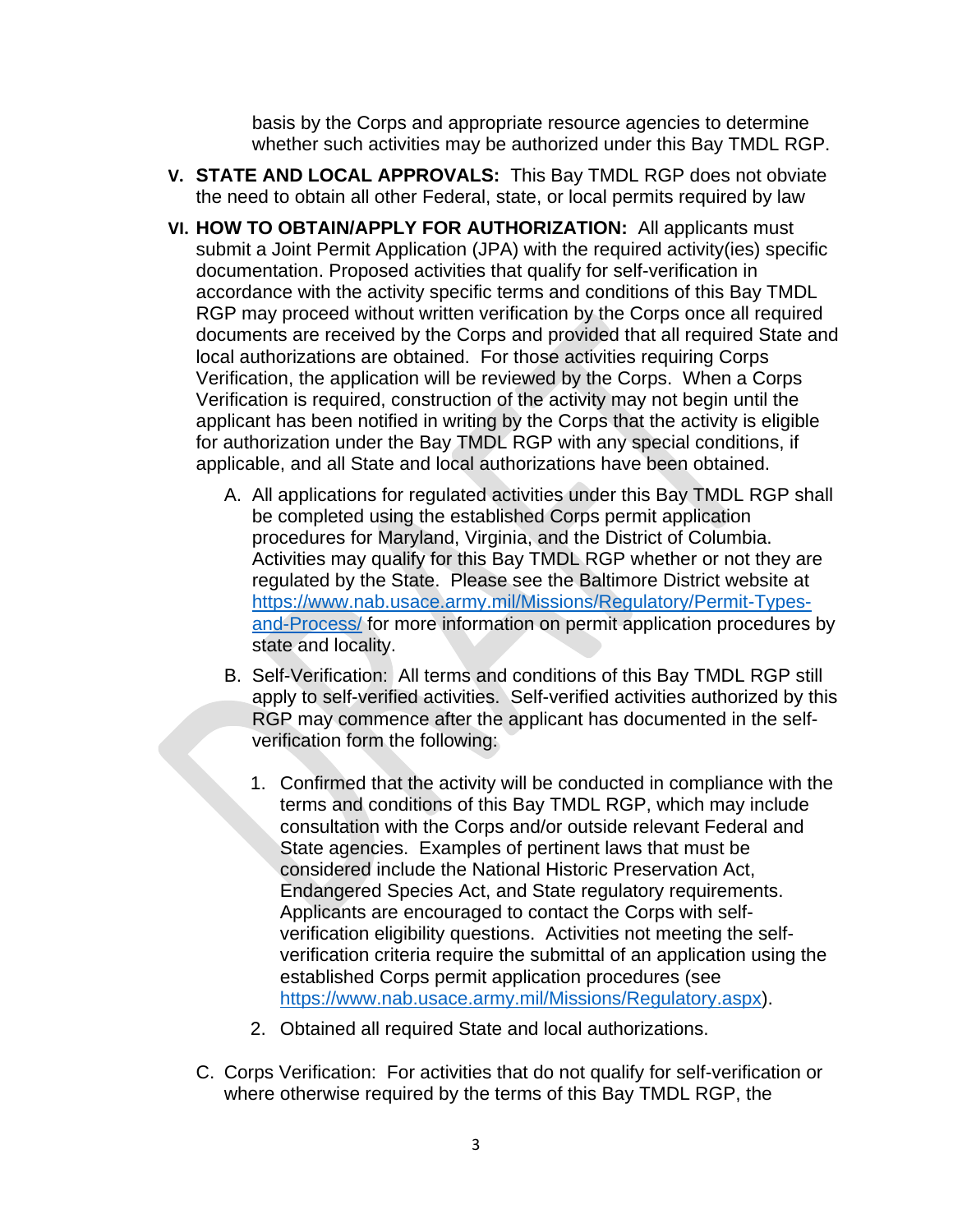basis by the Corps and appropriate resource agencies to determine whether such activities may be authorized under this Bay TMDL RGP.

V. **STATE AND LOCAL APPROVALS:** This Bay TMDL RGP does not obviate the need to obtain all other Federal, state, or local permits required by law

VI. **HOW TO OBTAIN/APPLY FOR AUTHORIZATION:** All applicants must submit a Joint Permit Application (JPA) with the required activity(ies) specific documentation. Proposed activities that qualify for self-verification in accordance with the activity specific terms and conditions of this Bay TMDL RGP may proceed without written verification by the Corps once all required documents are received by the Corps and provided that all required State and local authorizations are obtained. For those activities requiring Corps Verification, the application will be reviewed by the Corps. When a Corps Verification is required, construction of the activity may not begin until the applicant has been notified in writing by the Corps that the activity is eligible for authorization under the Bay TMDL RGP with any special conditions, if applicable, and all State and local authorizations have been obtained.

A. All applications for regulated activities under this Bay TMDL RGP shall be completed using the established Corps permit application procedures for Maryland, Virginia, and the District of Columbia. Activities may qualify for this Bay TMDL RGP whether or not they are regulated by the State. Please see the Baltimore District website at https://www.nab.usace.army.mil/Missions/Regulatory/Permit-Types-and-Process/ for more information on permit application procedures by state and locality.

B. Self-Verification: All terms and conditions of this Bay TMDL RGP still apply to self-verified activities. Self-verified activities authorized by this RGP may commence after the applicant has documented in the self-verification form the following:

1. Confirmed that the activity will be conducted in compliance with the terms and conditions of this Bay TMDL RGP, which may include consultation with the Corps and/or outside relevant Federal and State agencies. Examples of pertinent laws that must be considered include the National Historic Preservation Act, Endangered Species Act, and State regulatory requirements. Applicants are encouraged to contact the Corps with self-verification eligibility questions. Activities not meeting the self-verification criteria require the submittal of an application using the established Corps permit application procedures (see https://www.nab.usace.army.mil/Missions/Regulatory.aspx).

2. Obtained all required State and local authorizations.

C. Corps Verification: For activities that do not qualify for self-verification or where otherwise required by the terms of this Bay TMDL RGP, the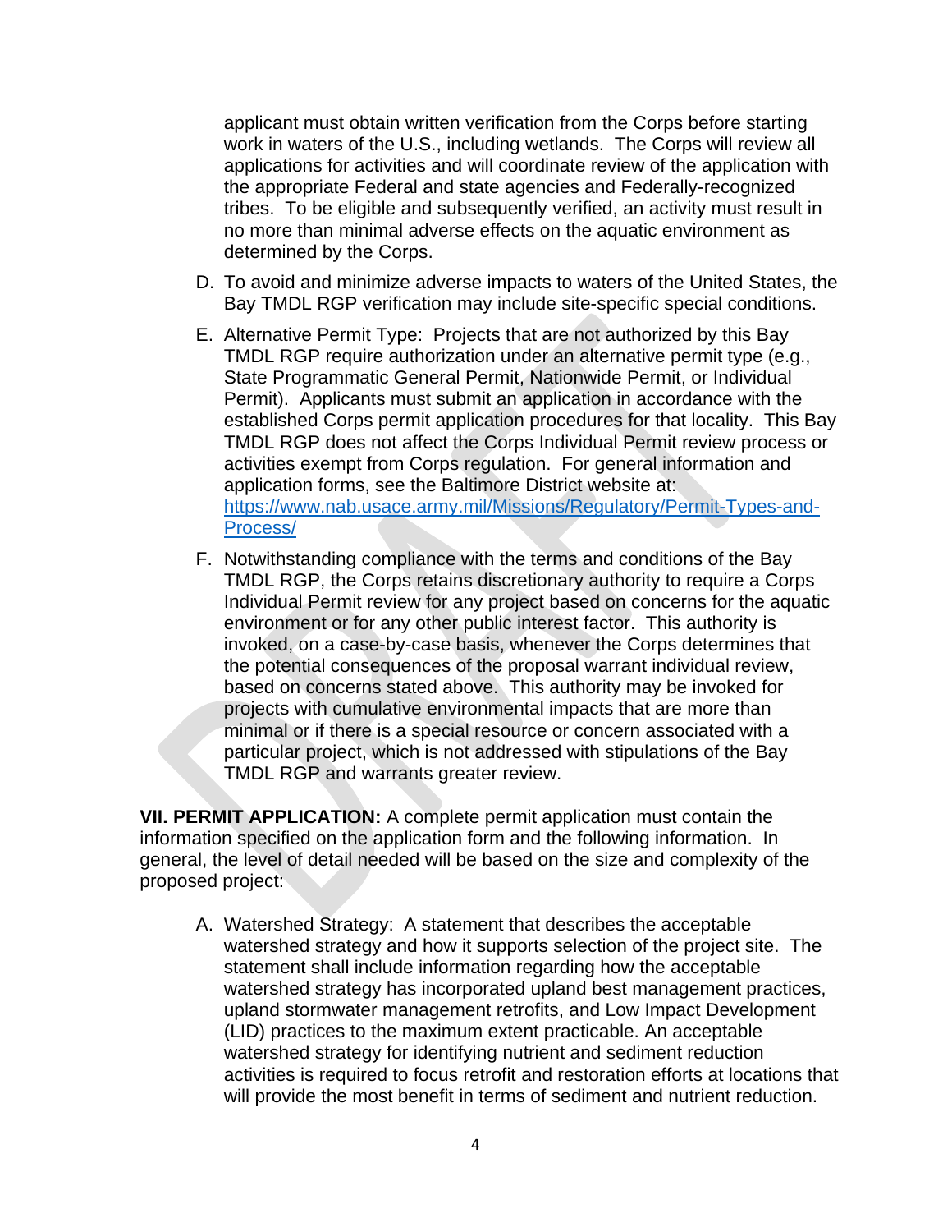applicant must obtain written verification from the Corps before starting work in waters of the U.S., including wetlands. The Corps will review all applications for activities and will coordinate review of the application with the appropriate Federal and state agencies and Federally-recognized tribes. To be eligible and subsequently verified, an activity must result in no more than minimal adverse effects on the aquatic environment as determined by the Corps.

D. To avoid and minimize adverse impacts to waters of the United States, the Bay TMDL RGP verification may include site-specific special conditions.

E. Alternative Permit Type: Projects that are not authorized by this Bay TMDL RGP require authorization under an alternative permit type (e.g., State Programmatic General Permit, Nationwide Permit, or Individual Permit). Applicants must submit an application in accordance with the established Corps permit application procedures for that locality. This Bay TMDL RGP does not affect the Corps Individual Permit review process or activities exempt from Corps regulation. For general information and application forms, see the Baltimore District website at: [https://www.nab.usace.army.mil/Missions/Regulatory/Permit-Types-and-Process/](https://www.nab.usace.army.mil/Missions/Regulatory/Permit-Types-and-Process/)

F. Notwithstanding compliance with the terms and conditions of the Bay TMDL RGP, the Corps retains discretionary authority to require a Corps Individual Permit review for any project based on concerns for the aquatic environment or for any other public interest factor. This authority is invoked, on a case-by-case basis, whenever the Corps determines that the potential consequences of the proposal warrant individual review, based on concerns stated above. This authority may be invoked for projects with cumulative environmental impacts that are more than minimal or if there is a special resource or concern associated with a particular project, which is not addressed with stipulations of the Bay TMDL RGP and warrants greater review.

**VII. PERMIT APPLICATION:** A complete permit application must contain the information specified on the application form and the following information. In general, the level of detail needed will be based on the size and complexity of the proposed project:

A. Watershed Strategy: A statement that describes the acceptable watershed strategy and how it supports selection of the project site. The statement shall include information regarding how the acceptable watershed strategy has incorporated upland best management practices, upland stormwater management retrofits, and Low Impact Development (LID) practices to the maximum extent practicable. An acceptable watershed strategy for identifying nutrient and sediment reduction activities is required to focus retrofit and restoration efforts at locations that will provide the most benefit in terms of sediment and nutrient reduction.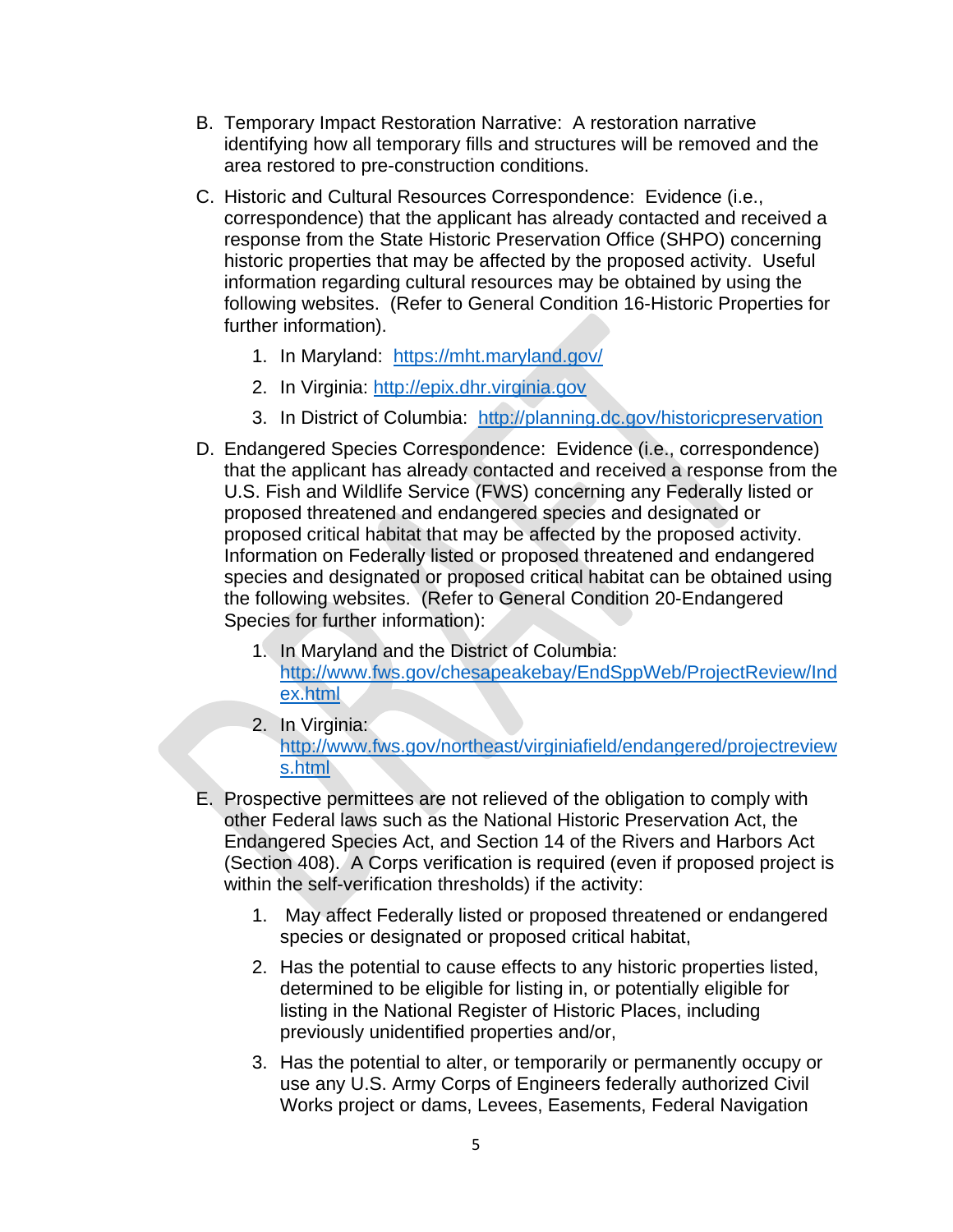B. Temporary Impact Restoration Narrative: A restoration narrative identifying how all temporary fills and structures will be removed and the area restored to pre-construction conditions.

C. Historic and Cultural Resources Correspondence: Evidence (i.e., correspondence) that the applicant has already contacted and received a response from the State Historic Preservation Office (SHPO) concerning historic properties that may be affected by the proposed activity. Useful information regarding cultural resources may be obtained by using the following websites. (Refer to General Condition 16-Historic Properties for further information).

   1. In Maryland: https://mht.maryland.gov/
   2. In Virginia: http://epix.dhr.virginia.gov
   3. In District of Columbia: http://planning.dc.gov/historicpreservation

D. Endangered Species Correspondence: Evidence (i.e., correspondence) that the applicant has already contacted and received a response from the U.S. Fish and Wildlife Service (FWS) concerning any Federally listed or proposed threatened and endangered species and designated or proposed critical habitat that may be affected by the proposed activity. Information on Federally listed or proposed threatened and endangered species and designated or proposed critical habitat can be obtained using the following websites. (Refer to General Condition 20-Endangered Species for further information):

   1. In Maryland and the District of Columbia: http://www.fws.gov/chesapeakebay/EndSppWeb/ProjectReview/Index.html
   2. In Virginia: http://www.fws.gov/northeast/virginiafield/endangered/projectreviews.html

E. Prospective permittees are not relieved of the obligation to comply with other Federal laws such as the National Historic Preservation Act, the Endangered Species Act, and Section 14 of the Rivers and Harbors Act (Section 408). A Corps verification is required (even if proposed project is within the self-verification thresholds) if the activity:

   1. May affect Federally listed or proposed threatened or endangered species or designated or proposed critical habitat,
   2. Has the potential to cause effects to any historic properties listed, determined to be eligible for listing in, or potentially eligible for listing in the National Register of Historic Places, including previously unidentified properties and/or,
   3. Has the potential to alter, or temporarily or permanently occupy or use any U.S. Army Corps of Engineers federally authorized Civil Works project or dams, Levees, Easements, Federal Navigation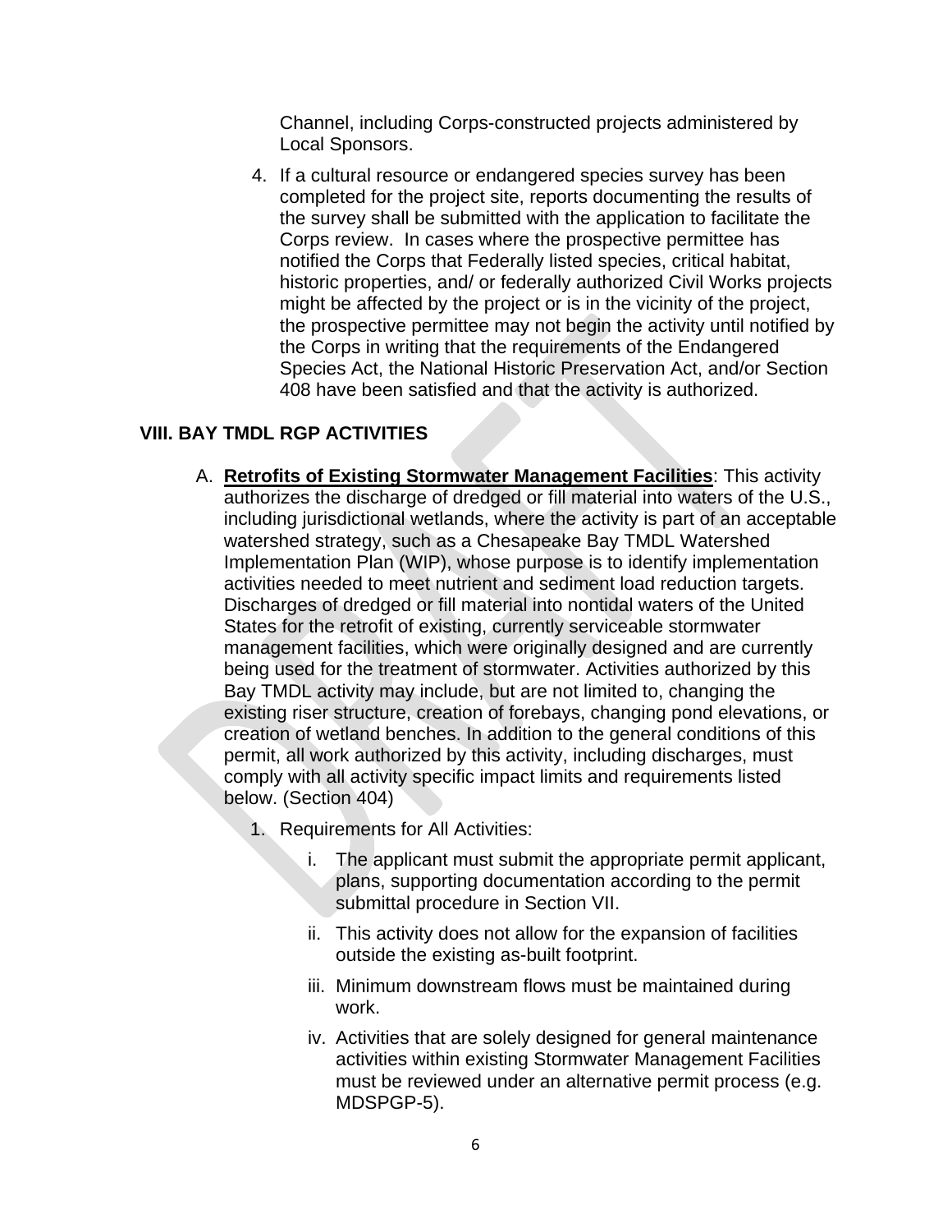Channel, including Corps-constructed projects administered by Local Sponsors.

4. If a cultural resource or endangered species survey has been completed for the project site, reports documenting the results of the survey shall be submitted with the application to facilitate the Corps review. In cases where the prospective permittee has notified the Corps that Federally listed species, critical habitat, historic properties, and/ or federally authorized Civil Works projects might be affected by the project or is in the vicinity of the project, the prospective permittee may not begin the activity until notified by the Corps in writing that the requirements of the Endangered Species Act, the National Historic Preservation Act, and/or Section 408 have been satisfied and that the activity is authorized.

## VIII. BAY TMDL RGP ACTIVITIES

A. **Retrofits of Existing Stormwater Management Facilities**: This activity authorizes the discharge of dredged or fill material into waters of the U.S., including jurisdictional wetlands, where the activity is part of an acceptable watershed strategy, such as a Chesapeake Bay TMDL Watershed Implementation Plan (WIP), whose purpose is to identify implementation activities needed to meet nutrient and sediment load reduction targets. Discharges of dredged or fill material into nontidal waters of the United States for the retrofit of existing, currently serviceable stormwater management facilities, which were originally designed and are currently being used for the treatment of stormwater. Activities authorized by this Bay TMDL activity may include, but are not limited to, changing the existing riser structure, creation of forebays, changing pond elevations, or creation of wetland benches. In addition to the general conditions of this permit, all work authorized by this activity, including discharges, must comply with all activity specific impact limits and requirements listed below. (Section 404)

1. Requirements for All Activities:

   i. The applicant must submit the appropriate permit applicant, plans, supporting documentation according to the permit submittal procedure in Section VII.

   ii. This activity does not allow for the expansion of facilities outside the existing as-built footprint.

   iii. Minimum downstream flows must be maintained during work.

   iv. Activities that are solely designed for general maintenance activities within existing Stormwater Management Facilities must be reviewed under an alternative permit process (e.g. MDSPGP-5).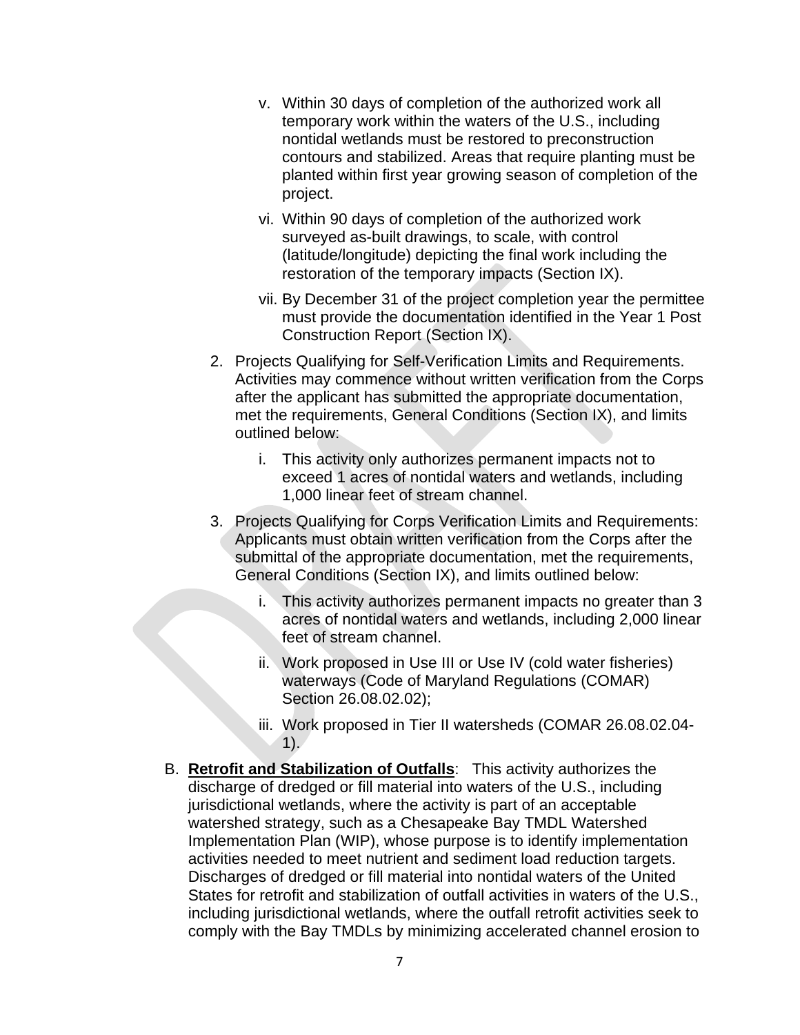v. Within 30 days of completion of the authorized work all temporary work within the waters of the U.S., including nontidal wetlands must be restored to preconstruction contours and stabilized. Areas that require planting must be planted within first year growing season of completion of the project.

vi. Within 90 days of completion of the authorized work surveyed as-built drawings, to scale, with control (latitude/longitude) depicting the final work including the restoration of the temporary impacts (Section IX).

vii. By December 31 of the project completion year the permittee must provide the documentation identified in the Year 1 Post Construction Report (Section IX).

2. Projects Qualifying for Self-Verification Limits and Requirements. Activities may commence without written verification from the Corps after the applicant has submitted the appropriate documentation, met the requirements, General Conditions (Section IX), and limits outlined below:

   i. This activity only authorizes permanent impacts not to exceed 1 acres of nontidal waters and wetlands, including 1,000 linear feet of stream channel.

3. Projects Qualifying for Corps Verification Limits and Requirements: Applicants must obtain written verification from the Corps after the submittal of the appropriate documentation, met the requirements, General Conditions (Section IX), and limits outlined below:

   i. This activity authorizes permanent impacts no greater than 3 acres of nontidal waters and wetlands, including 2,000 linear feet of stream channel.

   ii. Work proposed in Use III or Use IV (cold water fisheries) waterways (Code of Maryland Regulations (COMAR) Section 26.08.02.02);

   iii. Work proposed in Tier II watersheds (COMAR 26.08.02.04-1).

B. **Retrofit and Stabilization of Outfalls**: This activity authorizes the discharge of dredged or fill material into waters of the U.S., including jurisdictional wetlands, where the activity is part of an acceptable watershed strategy, such as a Chesapeake Bay TMDL Watershed Implementation Plan (WIP), whose purpose is to identify implementation activities needed to meet nutrient and sediment load reduction targets. Discharges of dredged or fill material into nontidal waters of the United States for retrofit and stabilization of outfall activities in waters of the U.S., including jurisdictional wetlands, where the outfall retrofit activities seek to comply with the Bay TMDLs by minimizing accelerated channel erosion to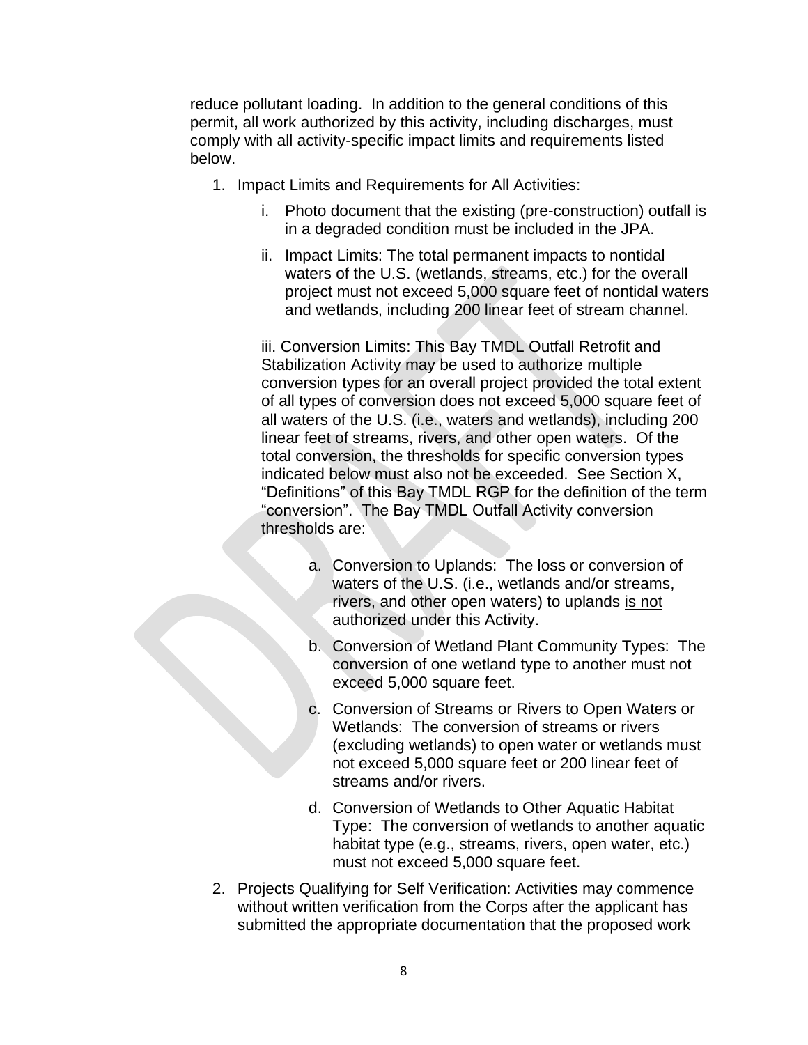reduce pollutant loading. In addition to the general conditions of this permit, all work authorized by this activity, including discharges, must comply with all activity-specific impact limits and requirements listed below.

1. Impact Limits and Requirements for All Activities:

   i. Photo document that the existing (pre-construction) outfall is in a degraded condition must be included in the JPA.

   ii. Impact Limits: The total permanent impacts to nontidal waters of the U.S. (wetlands, streams, etc.) for the overall project must not exceed 5,000 square feet of nontidal waters and wetlands, including 200 linear feet of stream channel.

   iii. Conversion Limits: This Bay TMDL Outfall Retrofit and Stabilization Activity may be used to authorize multiple conversion types for an overall project provided the total extent of all types of conversion does not exceed 5,000 square feet of all waters of the U.S. (i.e., waters and wetlands), including 200 linear feet of streams, rivers, and other open waters. Of the total conversion, the thresholds for specific conversion types indicated below must also not be exceeded. See Section X, “Definitions” of this Bay TMDL RGP for the definition of the term “conversion”. The Bay TMDL Outfall Activity conversion thresholds are:

      a. Conversion to Uplands: The loss or conversion of waters of the U.S. (i.e., wetlands and/or streams, rivers, and other open waters) to uplands <u>is not</u> authorized under this Activity.

      b. Conversion of Wetland Plant Community Types: The conversion of one wetland type to another must not exceed 5,000 square feet.

      c. Conversion of Streams or Rivers to Open Waters or Wetlands: The conversion of streams or rivers (excluding wetlands) to open water or wetlands must not exceed 5,000 square feet or 200 linear feet of streams and/or rivers.

      d. Conversion of Wetlands to Other Aquatic Habitat Type: The conversion of wetlands to another aquatic habitat type (e.g., streams, rivers, open water, etc.) must not exceed 5,000 square feet.

2. Projects Qualifying for Self Verification: Activities may commence without written verification from the Corps after the applicant has submitted the appropriate documentation that the proposed work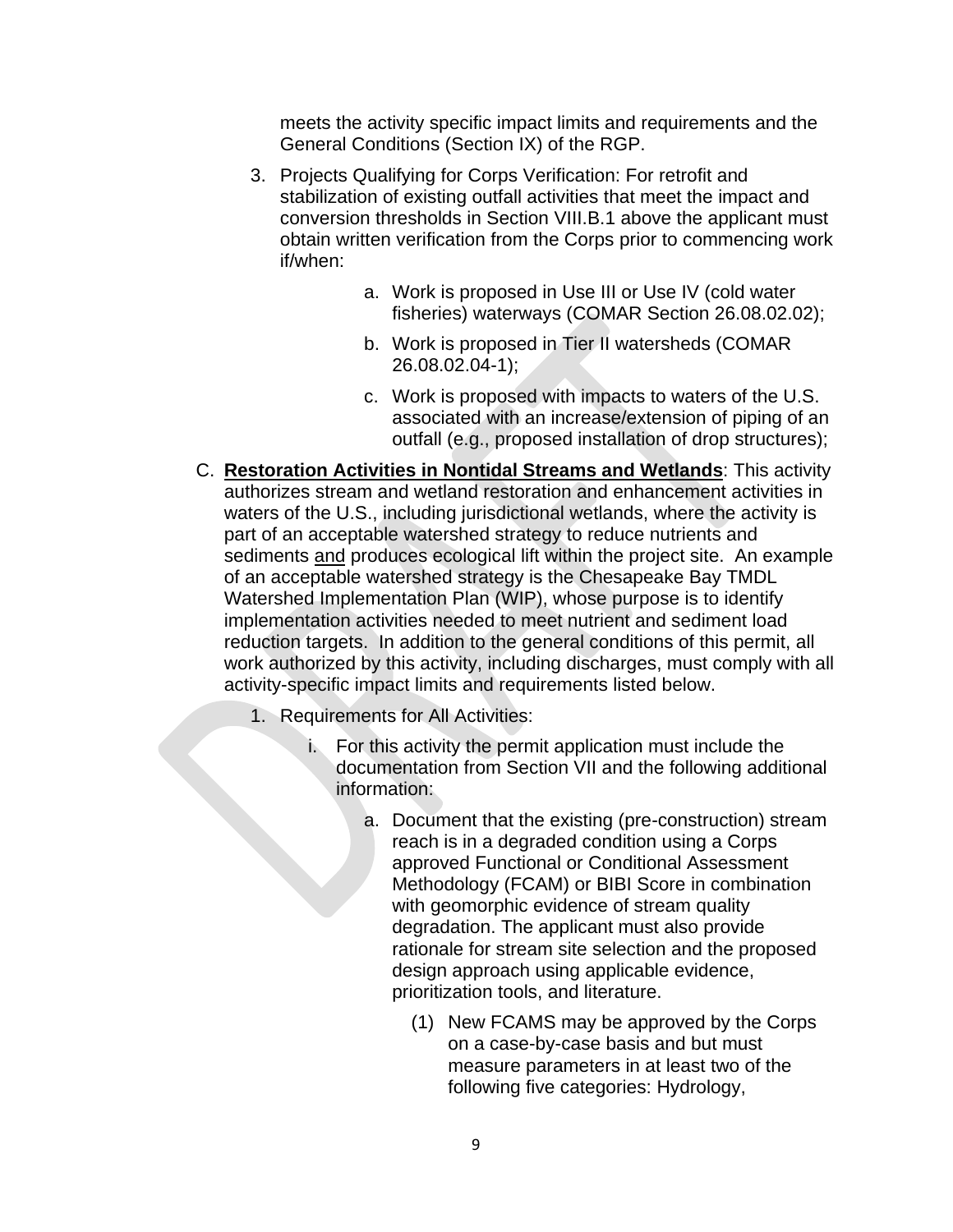meets the activity specific impact limits and requirements and the General Conditions (Section IX) of the RGP.

3. Projects Qualifying for Corps Verification: For retrofit and stabilization of existing outfall activities that meet the impact and conversion thresholds in Section VIII.B.1 above the applicant must obtain written verification from the Corps prior to commencing work if/when:

    a. Work is proposed in Use III or Use IV (cold water fisheries) waterways (COMAR Section 26.08.02.02);

    b. Work is proposed in Tier II watersheds (COMAR 26.08.02.04-1);

    c. Work is proposed with impacts to waters of the U.S. associated with an increase/extension of piping of an outfall (e.g., proposed installation of drop structures);

C. **Restoration Activities in Nontidal Streams and Wetlands**: This activity authorizes stream and wetland restoration and enhancement activities in waters of the U.S., including jurisdictional wetlands, where the activity is part of an acceptable watershed strategy to reduce nutrients and sediments and produces ecological lift within the project site. An example of an acceptable watershed strategy is the Chesapeake Bay TMDL Watershed Implementation Plan (WIP), whose purpose is to identify implementation activities needed to meet nutrient and sediment load reduction targets. In addition to the general conditions of this permit, all work authorized by this activity, including discharges, must comply with all activity-specific impact limits and requirements listed below.

1. Requirements for All Activities:

    i. For this activity the permit application must include the documentation from Section VII and the following additional information:

        a. Document that the existing (pre-construction) stream reach is in a degraded condition using a Corps approved Functional or Conditional Assessment Methodology (FCAM) or BIBI Score in combination with geomorphic evidence of stream quality degradation. The applicant must also provide rationale for stream site selection and the proposed design approach using applicable evidence, prioritization tools, and literature.

            (1) New FCAMS may be approved by the Corps on a case-by-case basis and but must measure parameters in at least two of the following five categories: Hydrology,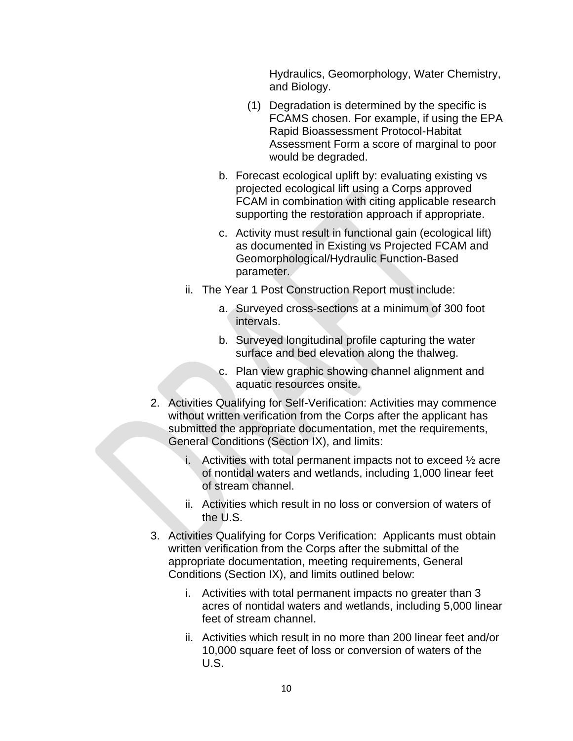Hydraulics, Geomorphology, Water Chemistry, and Biology.

(1) Degradation is determined by the specific is FCAMS chosen. For example, if using the EPA Rapid Bioassessment Protocol-Habitat Assessment Form a score of marginal to poor would be degraded.

b. Forecast ecological uplift by: evaluating existing vs projected ecological lift using a Corps approved FCAM in combination with citing applicable research supporting the restoration approach if appropriate.

c. Activity must result in functional gain (ecological lift) as documented in Existing vs Projected FCAM and Geomorphological/Hydraulic Function-Based parameter.

ii. The Year 1 Post Construction Report must include:

a. Surveyed cross-sections at a minimum of 300 foot intervals.

b. Surveyed longitudinal profile capturing the water surface and bed elevation along the thalweg.

c. Plan view graphic showing channel alignment and aquatic resources onsite.

2. Activities Qualifying for Self-Verification: Activities may commence without written verification from the Corps after the applicant has submitted the appropriate documentation, met the requirements, General Conditions (Section IX), and limits:

   i. Activities with total permanent impacts not to exceed ½ acre of nontidal waters and wetlands, including 1,000 linear feet of stream channel.

   ii. Activities which result in no loss or conversion of waters of the U.S.

3. Activities Qualifying for Corps Verification: Applicants must obtain written verification from the Corps after the submittal of the appropriate documentation, meeting requirements, General Conditions (Section IX), and limits outlined below:

   i. Activities with total permanent impacts no greater than 3 acres of nontidal waters and wetlands, including 5,000 linear feet of stream channel.

   ii. Activities which result in no more than 200 linear feet and/or 10,000 square feet of loss or conversion of waters of the U.S.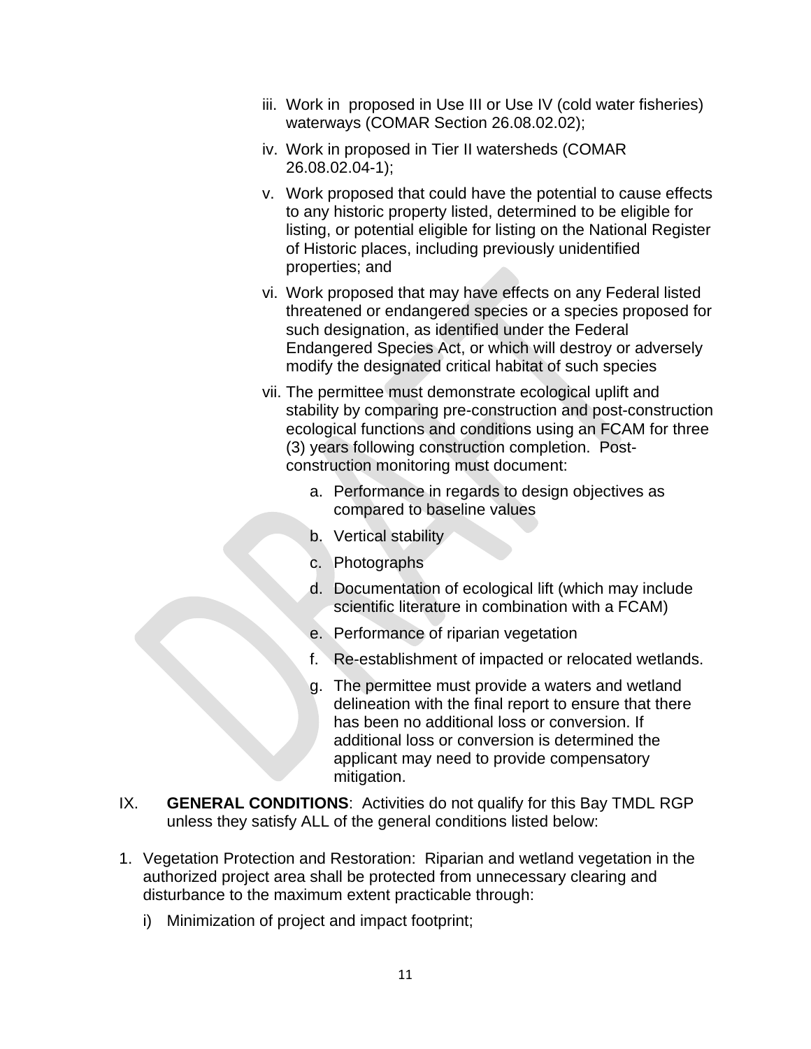iii. Work in  proposed in Use III or Use IV (cold water fisheries) waterways (COMAR Section 26.08.02.02);

iv. Work in proposed in Tier II watersheds (COMAR 26.08.02.04-1);

v. Work proposed that could have the potential to cause effects to any historic property listed, determined to be eligible for listing, or potential eligible for listing on the National Register of Historic places, including previously unidentified properties; and

vi. Work proposed that may have effects on any Federal listed threatened or endangered species or a species proposed for such designation, as identified under the Federal Endangered Species Act, or which will destroy or adversely modify the designated critical habitat of such species

vii. The permittee must demonstrate ecological uplift and stability by comparing pre-construction and post-construction ecological functions and conditions using an FCAM for three (3) years following construction completion.  Post-construction monitoring must document:

   a. Performance in regards to design objectives as compared to baseline values
   b. Vertical stability
   c. Photographs
   d. Documentation of ecological lift (which may include scientific literature in combination with a FCAM)
   e. Performance of riparian vegetation
   f. Re-establishment of impacted or relocated wetlands.
   g. The permittee must provide a waters and wetland delineation with the final report to ensure that there has been no additional loss or conversion. If additional loss or conversion is determined the applicant may need to provide compensatory mitigation.

IX. **GENERAL CONDITIONS**:  Activities do not qualify for this Bay TMDL RGP unless they satisfy ALL of the general conditions listed below:

1. Vegetation Protection and Restoration:  Riparian and wetland vegetation in the authorized project area shall be protected from unnecessary clearing and disturbance to the maximum extent practicable through:

   i) Minimization of project and impact footprint;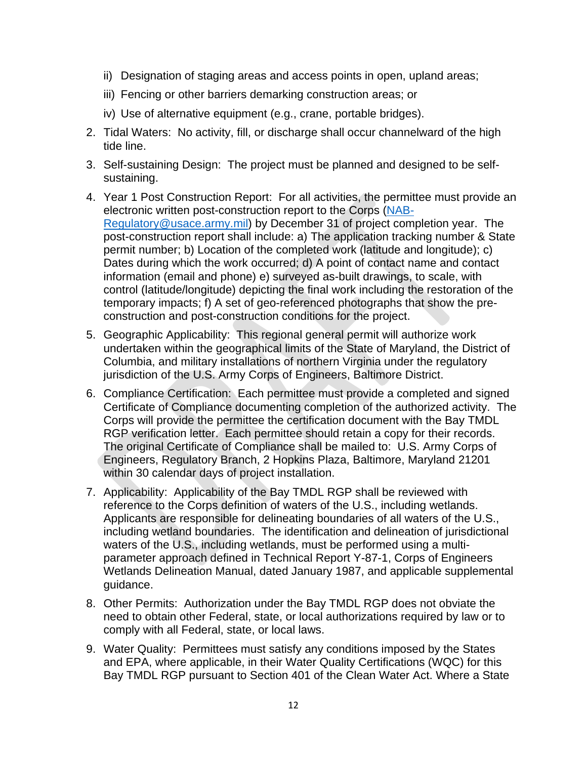ii) Designation of staging areas and access points in open, upland areas;

iii) Fencing or other barriers demarking construction areas; or

iv) Use of alternative equipment (e.g., crane, portable bridges).

2. Tidal Waters: No activity, fill, or discharge shall occur channelward of the high tide line.

3. Self-sustaining Design: The project must be planned and designed to be self-sustaining.

4. Year 1 Post Construction Report: For all activities, the permittee must provide an electronic written post-construction report to the Corps (NAB-Regulatory@usace.army.mil) by December 31 of project completion year. The post-construction report shall include: a) The application tracking number & State permit number; b) Location of the completed work (latitude and longitude); c) Dates during which the work occurred; d) A point of contact name and contact information (email and phone) e) surveyed as-built drawings, to scale, with control (latitude/longitude) depicting the final work including the restoration of the temporary impacts; f) A set of geo-referenced photographs that show the pre-construction and post-construction conditions for the project.

5. Geographic Applicability: This regional general permit will authorize work undertaken within the geographical limits of the State of Maryland, the District of Columbia, and military installations of northern Virginia under the regulatory jurisdiction of the U.S. Army Corps of Engineers, Baltimore District.

6. Compliance Certification: Each permittee must provide a completed and signed Certificate of Compliance documenting completion of the authorized activity. The Corps will provide the permittee the certification document with the Bay TMDL RGP verification letter. Each permittee should retain a copy for their records. The original Certificate of Compliance shall be mailed to: U.S. Army Corps of Engineers, Regulatory Branch, 2 Hopkins Plaza, Baltimore, Maryland 21201 within 30 calendar days of project installation.

7. Applicability: Applicability of the Bay TMDL RGP shall be reviewed with reference to the Corps definition of waters of the U.S., including wetlands. Applicants are responsible for delineating boundaries of all waters of the U.S., including wetland boundaries. The identification and delineation of jurisdictional waters of the U.S., including wetlands, must be performed using a multi-parameter approach defined in Technical Report Y-87-1, Corps of Engineers Wetlands Delineation Manual, dated January 1987, and applicable supplemental guidance.

8. Other Permits: Authorization under the Bay TMDL RGP does not obviate the need to obtain other Federal, state, or local authorizations required by law or to comply with all Federal, state, or local laws.

9. Water Quality: Permittees must satisfy any conditions imposed by the States and EPA, where applicable, in their Water Quality Certifications (WQC) for this Bay TMDL RGP pursuant to Section 401 of the Clean Water Act. Where a State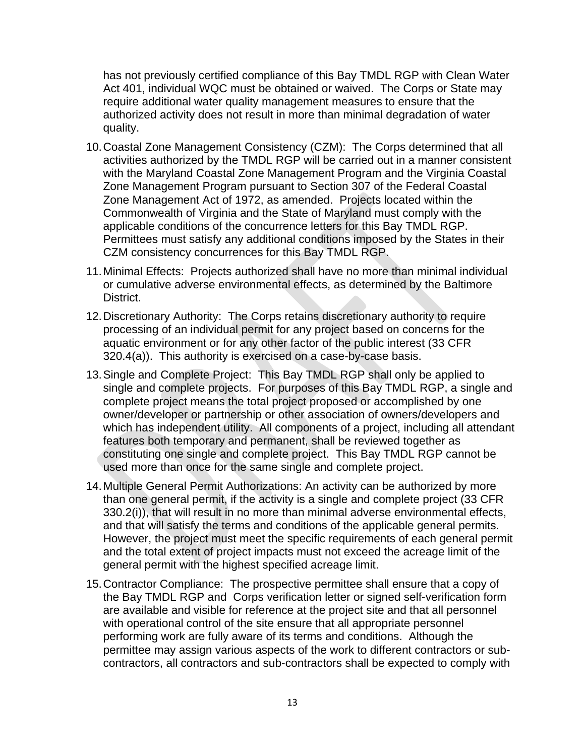has not previously certified compliance of this Bay TMDL RGP with Clean Water Act 401, individual WQC must be obtained or waived. The Corps or State may require additional water quality management measures to ensure that the authorized activity does not result in more than minimal degradation of water quality.

10. Coastal Zone Management Consistency (CZM): The Corps determined that all activities authorized by the TMDL RGP will be carried out in a manner consistent with the Maryland Coastal Zone Management Program and the Virginia Coastal Zone Management Program pursuant to Section 307 of the Federal Coastal Zone Management Act of 1972, as amended. Projects located within the Commonwealth of Virginia and the State of Maryland must comply with the applicable conditions of the concurrence letters for this Bay TMDL RGP. Permittees must satisfy any additional conditions imposed by the States in their CZM consistency concurrences for this Bay TMDL RGP.

11. Minimal Effects: Projects authorized shall have no more than minimal individual or cumulative adverse environmental effects, as determined by the Baltimore District.

12. Discretionary Authority: The Corps retains discretionary authority to require processing of an individual permit for any project based on concerns for the aquatic environment or for any other factor of the public interest (33 CFR 320.4(a)). This authority is exercised on a case-by-case basis.

13. Single and Complete Project: This Bay TMDL RGP shall only be applied to single and complete projects. For purposes of this Bay TMDL RGP, a single and complete project means the total project proposed or accomplished by one owner/developer or partnership or other association of owners/developers and which has independent utility. All components of a project, including all attendant features both temporary and permanent, shall be reviewed together as constituting one single and complete project. This Bay TMDL RGP cannot be used more than once for the same single and complete project.

14. Multiple General Permit Authorizations: An activity can be authorized by more than one general permit, if the activity is a single and complete project (33 CFR 330.2(i)), that will result in no more than minimal adverse environmental effects, and that will satisfy the terms and conditions of the applicable general permits. However, the project must meet the specific requirements of each general permit and the total extent of project impacts must not exceed the acreage limit of the general permit with the highest specified acreage limit.

15. Contractor Compliance: The prospective permittee shall ensure that a copy of the Bay TMDL RGP and Corps verification letter or signed self-verification form are available and visible for reference at the project site and that all personnel with operational control of the site ensure that all appropriate personnel performing work are fully aware of its terms and conditions. Although the permittee may assign various aspects of the work to different contractors or sub-contractors, all contractors and sub-contractors shall be expected to comply with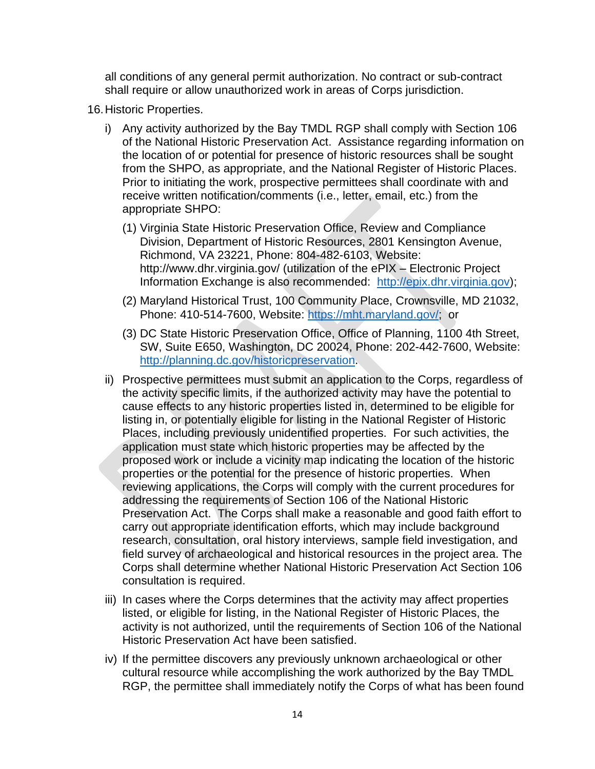all conditions of any general permit authorization. No contract or sub-contract shall require or allow unauthorized work in areas of Corps jurisdiction.

16. Historic Properties.

   i) Any activity authorized by the Bay TMDL RGP shall comply with Section 106 of the National Historic Preservation Act. Assistance regarding information on the location of or potential for presence of historic resources shall be sought from the SHPO, as appropriate, and the National Register of Historic Places. Prior to initiating the work, prospective permittees shall coordinate with and receive written notification/comments (i.e., letter, email, etc.) from the appropriate SHPO:

      (1) Virginia State Historic Preservation Office, Review and Compliance Division, Department of Historic Resources, 2801 Kensington Avenue, Richmond, VA 23221, Phone: 804-482-6103, Website: http://www.dhr.virginia.gov/ (utilization of the ePIX – Electronic Project Information Exchange is also recommended: http://epix.dhr.virginia.gov);

      (2) Maryland Historical Trust, 100 Community Place, Crownsville, MD 21032, Phone: 410-514-7600, Website: https://mht.maryland.gov/; or

      (3) DC State Historic Preservation Office, Office of Planning, 1100 4th Street, SW, Suite E650, Washington, DC 20024, Phone: 202-442-7600, Website: http://planning.dc.gov/historicpreservation.

   ii) Prospective permittees must submit an application to the Corps, regardless of the activity specific limits, if the authorized activity may have the potential to cause effects to any historic properties listed in, determined to be eligible for listing in, or potentially eligible for listing in the National Register of Historic Places, including previously unidentified properties. For such activities, the application must state which historic properties may be affected by the proposed work or include a vicinity map indicating the location of the historic properties or the potential for the presence of historic properties. When reviewing applications, the Corps will comply with the current procedures for addressing the requirements of Section 106 of the National Historic Preservation Act. The Corps shall make a reasonable and good faith effort to carry out appropriate identification efforts, which may include background research, consultation, oral history interviews, sample field investigation, and field survey of archaeological and historical resources in the project area. The Corps shall determine whether National Historic Preservation Act Section 106 consultation is required.

   iii) In cases where the Corps determines that the activity may affect properties listed, or eligible for listing, in the National Register of Historic Places, the activity is not authorized, until the requirements of Section 106 of the National Historic Preservation Act have been satisfied.

   iv) If the permittee discovers any previously unknown archaeological or other cultural resource while accomplishing the work authorized by the Bay TMDL RGP, the permittee shall immediately notify the Corps of what has been found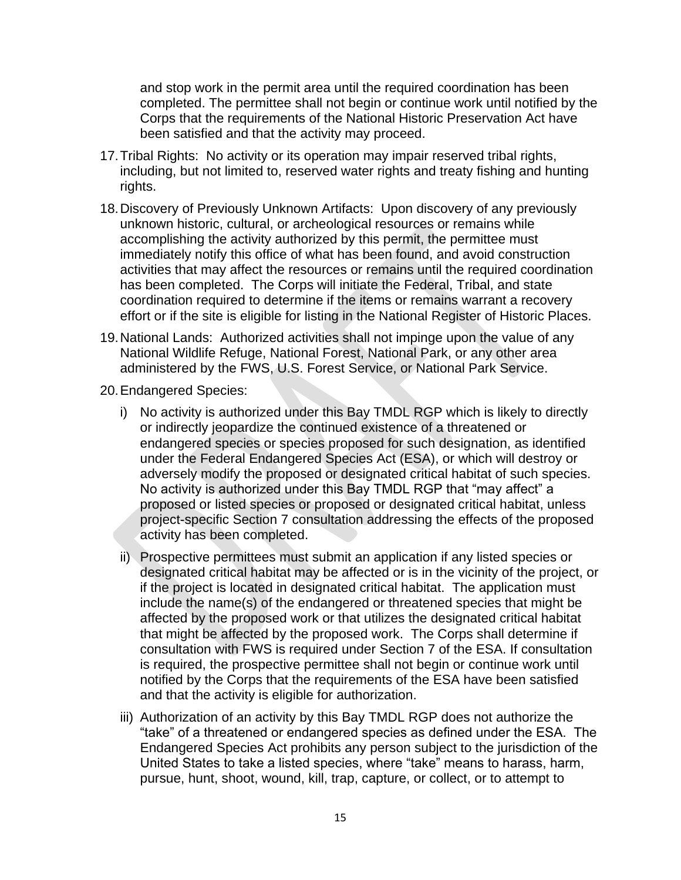and stop work in the permit area until the required coordination has been completed. The permittee shall not begin or continue work until notified by the Corps that the requirements of the National Historic Preservation Act have been satisfied and that the activity may proceed.

17. Tribal Rights: No activity or its operation may impair reserved tribal rights, including, but not limited to, reserved water rights and treaty fishing and hunting rights.

18. Discovery of Previously Unknown Artifacts: Upon discovery of any previously unknown historic, cultural, or archeological resources or remains while accomplishing the activity authorized by this permit, the permittee must immediately notify this office of what has been found, and avoid construction activities that may affect the resources or remains until the required coordination has been completed. The Corps will initiate the Federal, Tribal, and state coordination required to determine if the items or remains warrant a recovery effort or if the site is eligible for listing in the National Register of Historic Places.

19. National Lands: Authorized activities shall not impinge upon the value of any National Wildlife Refuge, National Forest, National Park, or any other area administered by the FWS, U.S. Forest Service, or National Park Service.

20. Endangered Species:

    i) No activity is authorized under this Bay TMDL RGP which is likely to directly or indirectly jeopardize the continued existence of a threatened or endangered species or species proposed for such designation, as identified under the Federal Endangered Species Act (ESA), or which will destroy or adversely modify the proposed or designated critical habitat of such species. No activity is authorized under this Bay TMDL RGP that "may affect" a proposed or listed species or proposed or designated critical habitat, unless project-specific Section 7 consultation addressing the effects of the proposed activity has been completed.

    ii) Prospective permittees must submit an application if any listed species or designated critical habitat may be affected or is in the vicinity of the project, or if the project is located in designated critical habitat. The application must include the name(s) of the endangered or threatened species that might be affected by the proposed work or that utilizes the designated critical habitat that might be affected by the proposed work. The Corps shall determine if consultation with FWS is required under Section 7 of the ESA. If consultation is required, the prospective permittee shall not begin or continue work until notified by the Corps that the requirements of the ESA have been satisfied and that the activity is eligible for authorization.

    iii) Authorization of an activity by this Bay TMDL RGP does not authorize the "take" of a threatened or endangered species as defined under the ESA. The Endangered Species Act prohibits any person subject to the jurisdiction of the United States to take a listed species, where "take" means to harass, harm, pursue, hunt, shoot, wound, kill, trap, capture, or collect, or to attempt to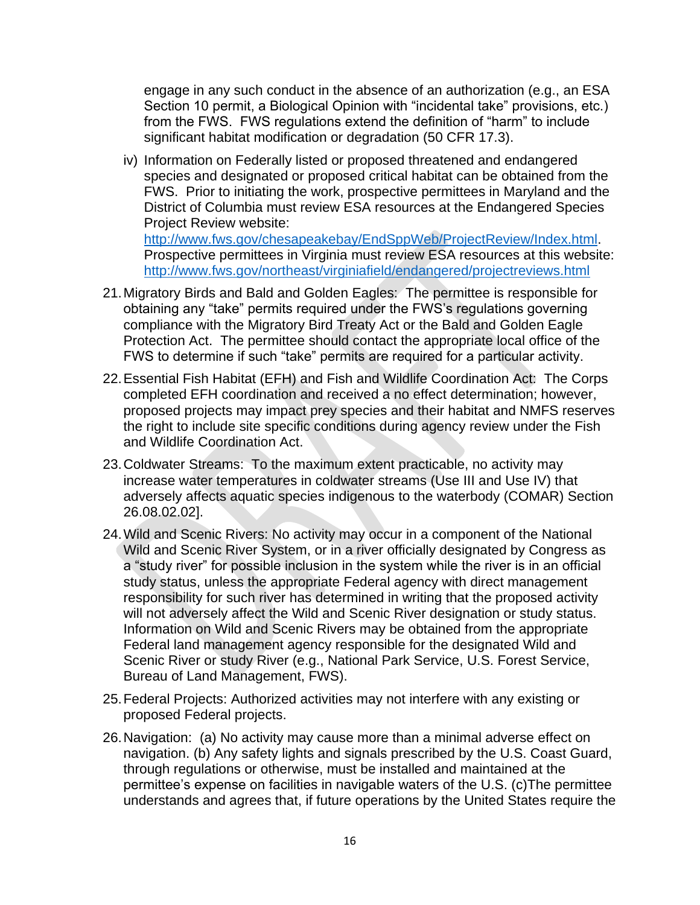engage in any such conduct in the absence of an authorization (e.g., an ESA Section 10 permit, a Biological Opinion with "incidental take" provisions, etc.) from the FWS. FWS regulations extend the definition of "harm" to include significant habitat modification or degradation (50 CFR 17.3).

iv) Information on Federally listed or proposed threatened and endangered species and designated or proposed critical habitat can be obtained from the FWS. Prior to initiating the work, prospective permittees in Maryland and the District of Columbia must review ESA resources at the Endangered Species Project Review website: http://www.fws.gov/chesapeakebay/EndSppWeb/ProjectReview/Index.html. Prospective permittees in Virginia must review ESA resources at this website: http://www.fws.gov/northeast/virginiafield/endangered/projectreviews.html

21. Migratory Birds and Bald and Golden Eagles: The permittee is responsible for obtaining any "take" permits required under the FWS's regulations governing compliance with the Migratory Bird Treaty Act or the Bald and Golden Eagle Protection Act. The permittee should contact the appropriate local office of the FWS to determine if such "take" permits are required for a particular activity.

22. Essential Fish Habitat (EFH) and Fish and Wildlife Coordination Act: The Corps completed EFH coordination and received a no effect determination; however, proposed projects may impact prey species and their habitat and NMFS reserves the right to include site specific conditions during agency review under the Fish and Wildlife Coordination Act.

23. Coldwater Streams: To the maximum extent practicable, no activity may increase water temperatures in coldwater streams (Use III and Use IV) that adversely affects aquatic species indigenous to the waterbody (COMAR) Section 26.08.02.02].

24. Wild and Scenic Rivers: No activity may occur in a component of the National Wild and Scenic River System, or in a river officially designated by Congress as a "study river" for possible inclusion in the system while the river is in an official study status, unless the appropriate Federal agency with direct management responsibility for such river has determined in writing that the proposed activity will not adversely affect the Wild and Scenic River designation or study status. Information on Wild and Scenic Rivers may be obtained from the appropriate Federal land management agency responsible for the designated Wild and Scenic River or study River (e.g., National Park Service, U.S. Forest Service, Bureau of Land Management, FWS).

25. Federal Projects: Authorized activities may not interfere with any existing or proposed Federal projects.

26. Navigation: (a) No activity may cause more than a minimal adverse effect on navigation. (b) Any safety lights and signals prescribed by the U.S. Coast Guard, through regulations or otherwise, must be installed and maintained at the permittee's expense on facilities in navigable waters of the U.S. (c)The permittee understands and agrees that, if future operations by the United States require the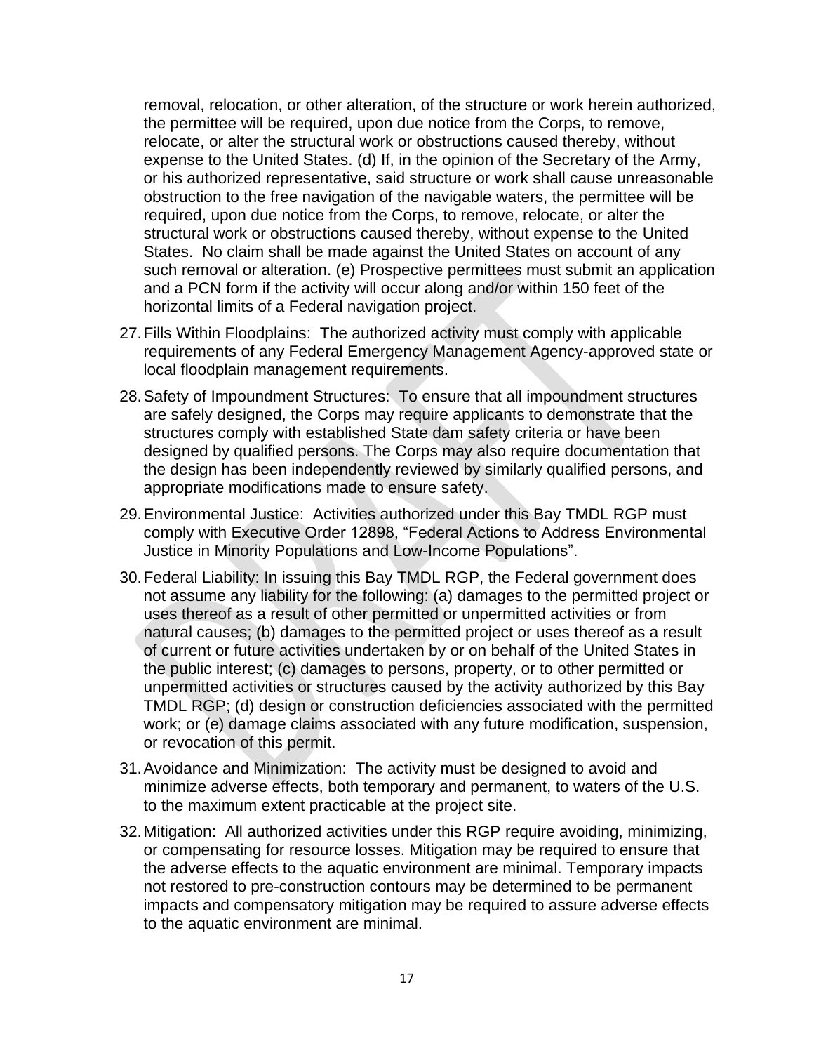removal, relocation, or other alteration, of the structure or work herein authorized, the permittee will be required, upon due notice from the Corps, to remove, relocate, or alter the structural work or obstructions caused thereby, without expense to the United States. (d) If, in the opinion of the Secretary of the Army, or his authorized representative, said structure or work shall cause unreasonable obstruction to the free navigation of the navigable waters, the permittee will be required, upon due notice from the Corps, to remove, relocate, or alter the structural work or obstructions caused thereby, without expense to the United States. No claim shall be made against the United States on account of any such removal or alteration. (e) Prospective permittees must submit an application and a PCN form if the activity will occur along and/or within 150 feet of the horizontal limits of a Federal navigation project.

27. Fills Within Floodplains: The authorized activity must comply with applicable requirements of any Federal Emergency Management Agency-approved state or local floodplain management requirements.

28. Safety of Impoundment Structures: To ensure that all impoundment structures are safely designed, the Corps may require applicants to demonstrate that the structures comply with established State dam safety criteria or have been designed by qualified persons. The Corps may also require documentation that the design has been independently reviewed by similarly qualified persons, and appropriate modifications made to ensure safety.

29. Environmental Justice: Activities authorized under this Bay TMDL RGP must comply with Executive Order 12898, "Federal Actions to Address Environmental Justice in Minority Populations and Low-Income Populations".

30. Federal Liability: In issuing this Bay TMDL RGP, the Federal government does not assume any liability for the following: (a) damages to the permitted project or uses thereof as a result of other permitted or unpermitted activities or from natural causes; (b) damages to the permitted project or uses thereof as a result of current or future activities undertaken by or on behalf of the United States in the public interest; (c) damages to persons, property, or to other permitted or unpermitted activities or structures caused by the activity authorized by this Bay TMDL RGP; (d) design or construction deficiencies associated with the permitted work; or (e) damage claims associated with any future modification, suspension, or revocation of this permit.

31. Avoidance and Minimization: The activity must be designed to avoid and minimize adverse effects, both temporary and permanent, to waters of the U.S. to the maximum extent practicable at the project site.

32. Mitigation: All authorized activities under this RGP require avoiding, minimizing, or compensating for resource losses. Mitigation may be required to ensure that the adverse effects to the aquatic environment are minimal. Temporary impacts not restored to pre-construction contours may be determined to be permanent impacts and compensatory mitigation may be required to assure adverse effects to the aquatic environment are minimal.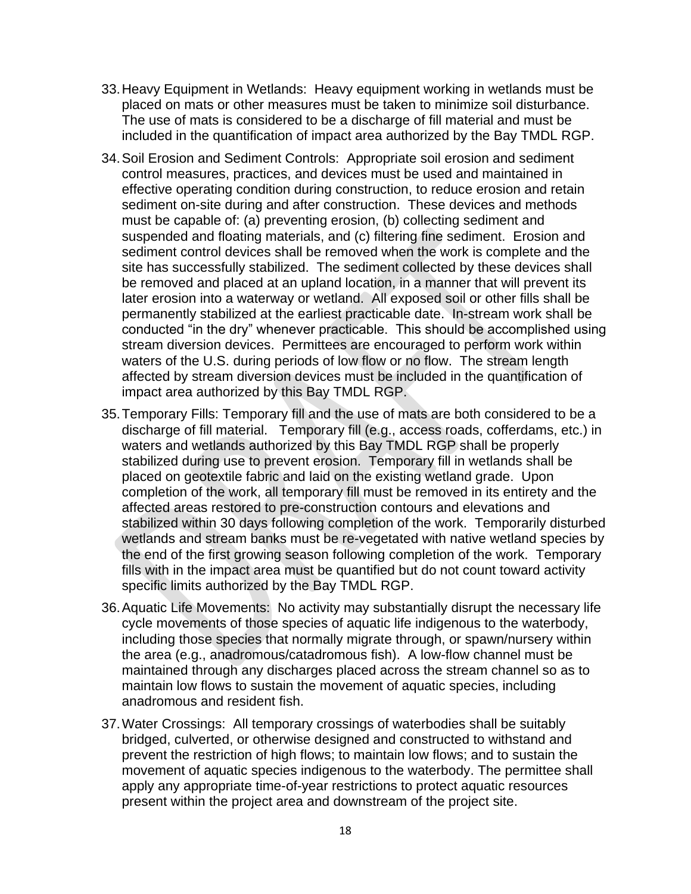33. Heavy Equipment in Wetlands: Heavy equipment working in wetlands must be placed on mats or other measures must be taken to minimize soil disturbance. The use of mats is considered to be a discharge of fill material and must be included in the quantification of impact area authorized by the Bay TMDL RGP.

34. Soil Erosion and Sediment Controls: Appropriate soil erosion and sediment control measures, practices, and devices must be used and maintained in effective operating condition during construction, to reduce erosion and retain sediment on-site during and after construction. These devices and methods must be capable of: (a) preventing erosion, (b) collecting sediment and suspended and floating materials, and (c) filtering fine sediment. Erosion and sediment control devices shall be removed when the work is complete and the site has successfully stabilized. The sediment collected by these devices shall be removed and placed at an upland location, in a manner that will prevent its later erosion into a waterway or wetland. All exposed soil or other fills shall be permanently stabilized at the earliest practicable date. In-stream work shall be conducted "in the dry" whenever practicable. This should be accomplished using stream diversion devices. Permittees are encouraged to perform work within waters of the U.S. during periods of low flow or no flow. The stream length affected by stream diversion devices must be included in the quantification of impact area authorized by this Bay TMDL RGP.

35. Temporary Fills: Temporary fill and the use of mats are both considered to be a discharge of fill material. Temporary fill (e.g., access roads, cofferdams, etc.) in waters and wetlands authorized by this Bay TMDL RGP shall be properly stabilized during use to prevent erosion. Temporary fill in wetlands shall be placed on geotextile fabric and laid on the existing wetland grade. Upon completion of the work, all temporary fill must be removed in its entirety and the affected areas restored to pre-construction contours and elevations and stabilized within 30 days following completion of the work. Temporarily disturbed wetlands and stream banks must be re-vegetated with native wetland species by the end of the first growing season following completion of the work. Temporary fills with in the impact area must be quantified but do not count toward activity specific limits authorized by the Bay TMDL RGP.

36. Aquatic Life Movements: No activity may substantially disrupt the necessary life cycle movements of those species of aquatic life indigenous to the waterbody, including those species that normally migrate through, or spawn/nursery within the area (e.g., anadromous/catadromous fish). A low-flow channel must be maintained through any discharges placed across the stream channel so as to maintain low flows to sustain the movement of aquatic species, including anadromous and resident fish.

37. Water Crossings: All temporary crossings of waterbodies shall be suitably bridged, culverted, or otherwise designed and constructed to withstand and prevent the restriction of high flows; to maintain low flows; and to sustain the movement of aquatic species indigenous to the waterbody. The permittee shall apply any appropriate time-of-year restrictions to protect aquatic resources present within the project area and downstream of the project site.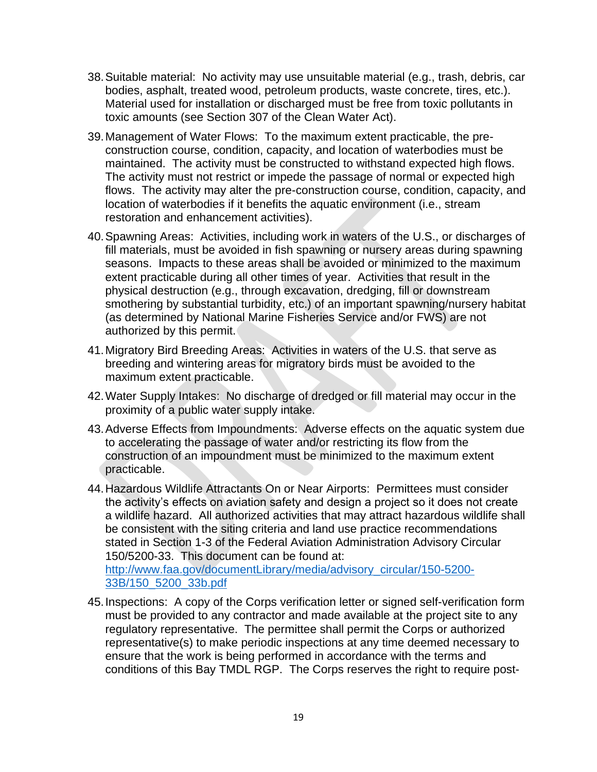38. Suitable material: No activity may use unsuitable material (e.g., trash, debris, car bodies, asphalt, treated wood, petroleum products, waste concrete, tires, etc.). Material used for installation or discharged must be free from toxic pollutants in toxic amounts (see Section 307 of the Clean Water Act).

39. Management of Water Flows: To the maximum extent practicable, the pre-construction course, condition, capacity, and location of waterbodies must be maintained. The activity must be constructed to withstand expected high flows. The activity must not restrict or impede the passage of normal or expected high flows. The activity may alter the pre-construction course, condition, capacity, and location of waterbodies if it benefits the aquatic environment (i.e., stream restoration and enhancement activities).

40. Spawning Areas: Activities, including work in waters of the U.S., or discharges of fill materials, must be avoided in fish spawning or nursery areas during spawning seasons. Impacts to these areas shall be avoided or minimized to the maximum extent practicable during all other times of year. Activities that result in the physical destruction (e.g., through excavation, dredging, fill or downstream smothering by substantial turbidity, etc.) of an important spawning/nursery habitat (as determined by National Marine Fisheries Service and/or FWS) are not authorized by this permit.

41. Migratory Bird Breeding Areas: Activities in waters of the U.S. that serve as breeding and wintering areas for migratory birds must be avoided to the maximum extent practicable.

42. Water Supply Intakes: No discharge of dredged or fill material may occur in the proximity of a public water supply intake.

43. Adverse Effects from Impoundments: Adverse effects on the aquatic system due to accelerating the passage of water and/or restricting its flow from the construction of an impoundment must be minimized to the maximum extent practicable.

44. Hazardous Wildlife Attractants On or Near Airports: Permittees must consider the activity's effects on aviation safety and design a project so it does not create a wildlife hazard. All authorized activities that may attract hazardous wildlife shall be consistent with the siting criteria and land use practice recommendations stated in Section 1-3 of the Federal Aviation Administration Advisory Circular 150/5200-33. This document can be found at: http://www.faa.gov/documentLibrary/media/advisory_circular/150-5200-33B/150_5200_33b.pdf

45. Inspections: A copy of the Corps verification letter or signed self-verification form must be provided to any contractor and made available at the project site to any regulatory representative. The permittee shall permit the Corps or authorized representative(s) to make periodic inspections at any time deemed necessary to ensure that the work is being performed in accordance with the terms and conditions of this Bay TMDL RGP. The Corps reserves the right to require post-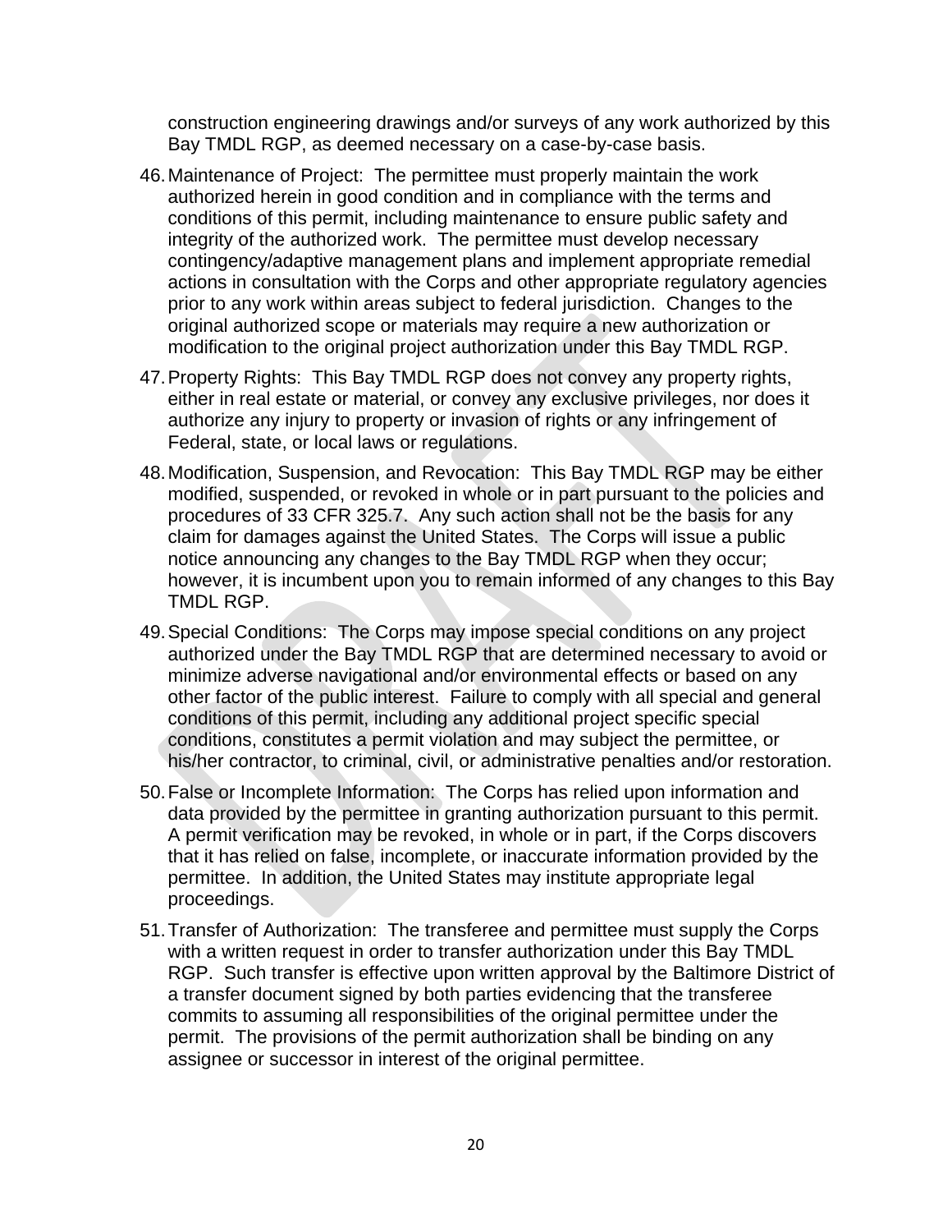construction engineering drawings and/or surveys of any work authorized by this Bay TMDL RGP, as deemed necessary on a case-by-case basis.

46. Maintenance of Project: The permittee must properly maintain the work authorized herein in good condition and in compliance with the terms and conditions of this permit, including maintenance to ensure public safety and integrity of the authorized work. The permittee must develop necessary contingency/adaptive management plans and implement appropriate remedial actions in consultation with the Corps and other appropriate regulatory agencies prior to any work within areas subject to federal jurisdiction. Changes to the original authorized scope or materials may require a new authorization or modification to the original project authorization under this Bay TMDL RGP.

47. Property Rights: This Bay TMDL RGP does not convey any property rights, either in real estate or material, or convey any exclusive privileges, nor does it authorize any injury to property or invasion of rights or any infringement of Federal, state, or local laws or regulations.

48. Modification, Suspension, and Revocation: This Bay TMDL RGP may be either modified, suspended, or revoked in whole or in part pursuant to the policies and procedures of 33 CFR 325.7. Any such action shall not be the basis for any claim for damages against the United States. The Corps will issue a public notice announcing any changes to the Bay TMDL RGP when they occur; however, it is incumbent upon you to remain informed of any changes to this Bay TMDL RGP.

49. Special Conditions: The Corps may impose special conditions on any project authorized under the Bay TMDL RGP that are determined necessary to avoid or minimize adverse navigational and/or environmental effects or based on any other factor of the public interest. Failure to comply with all special and general conditions of this permit, including any additional project specific special conditions, constitutes a permit violation and may subject the permittee, or his/her contractor, to criminal, civil, or administrative penalties and/or restoration.

50. False or Incomplete Information: The Corps has relied upon information and data provided by the permittee in granting authorization pursuant to this permit. A permit verification may be revoked, in whole or in part, if the Corps discovers that it has relied on false, incomplete, or inaccurate information provided by the permittee. In addition, the United States may institute appropriate legal proceedings.

51. Transfer of Authorization: The transferee and permittee must supply the Corps with a written request in order to transfer authorization under this Bay TMDL RGP. Such transfer is effective upon written approval by the Baltimore District of a transfer document signed by both parties evidencing that the transferee commits to assuming all responsibilities of the original permittee under the permit. The provisions of the permit authorization shall be binding on any assignee or successor in interest of the original permittee.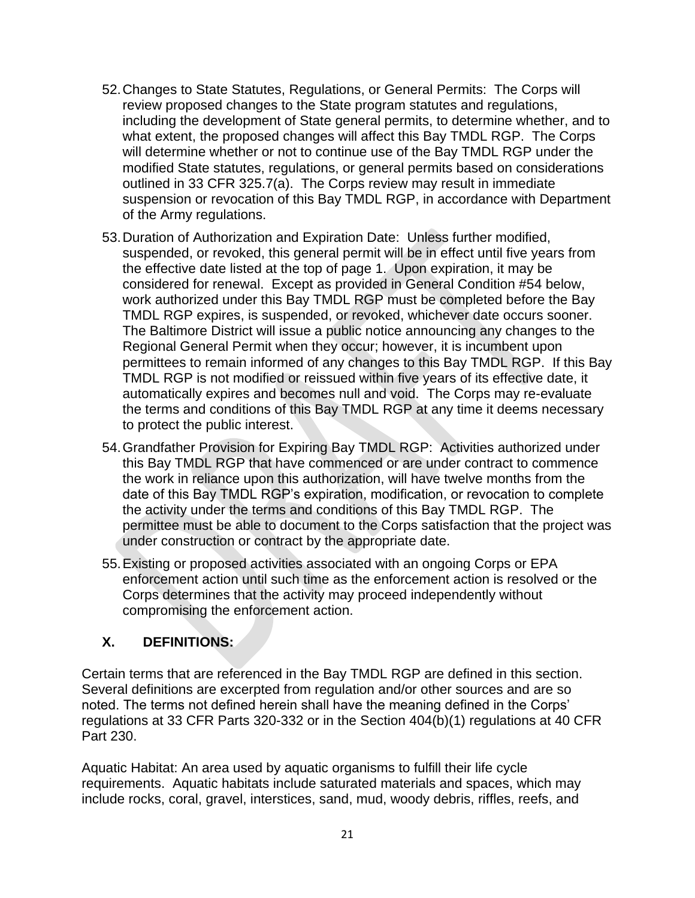52. Changes to State Statutes, Regulations, or General Permits: The Corps will review proposed changes to the State program statutes and regulations, including the development of State general permits, to determine whether, and to what extent, the proposed changes will affect this Bay TMDL RGP. The Corps will determine whether or not to continue use of the Bay TMDL RGP under the modified State statutes, regulations, or general permits based on considerations outlined in 33 CFR 325.7(a). The Corps review may result in immediate suspension or revocation of this Bay TMDL RGP, in accordance with Department of the Army regulations.

53. Duration of Authorization and Expiration Date: Unless further modified, suspended, or revoked, this general permit will be in effect until five years from the effective date listed at the top of page 1. Upon expiration, it may be considered for renewal. Except as provided in General Condition #54 below, work authorized under this Bay TMDL RGP must be completed before the Bay TMDL RGP expires, is suspended, or revoked, whichever date occurs sooner. The Baltimore District will issue a public notice announcing any changes to the Regional General Permit when they occur; however, it is incumbent upon permittees to remain informed of any changes to this Bay TMDL RGP. If this Bay TMDL RGP is not modified or reissued within five years of its effective date, it automatically expires and becomes null and void. The Corps may re-evaluate the terms and conditions of this Bay TMDL RGP at any time it deems necessary to protect the public interest.

54. Grandfather Provision for Expiring Bay TMDL RGP: Activities authorized under this Bay TMDL RGP that have commenced or are under contract to commence the work in reliance upon this authorization, will have twelve months from the date of this Bay TMDL RGP's expiration, modification, or revocation to complete the activity under the terms and conditions of this Bay TMDL RGP. The permittee must be able to document to the Corps satisfaction that the project was under construction or contract by the appropriate date.

55. Existing or proposed activities associated with an ongoing Corps or EPA enforcement action until such time as the enforcement action is resolved or the Corps determines that the activity may proceed independently without compromising the enforcement action.

## X. DEFINITIONS:

Certain terms that are referenced in the Bay TMDL RGP are defined in this section. Several definitions are excerpted from regulation and/or other sources and are so noted. The terms not defined herein shall have the meaning defined in the Corps' regulations at 33 CFR Parts 320-332 or in the Section 404(b)(1) regulations at 40 CFR Part 230.

Aquatic Habitat: An area used by aquatic organisms to fulfill their life cycle requirements. Aquatic habitats include saturated materials and spaces, which may include rocks, coral, gravel, interstices, sand, mud, woody debris, riffles, reefs, and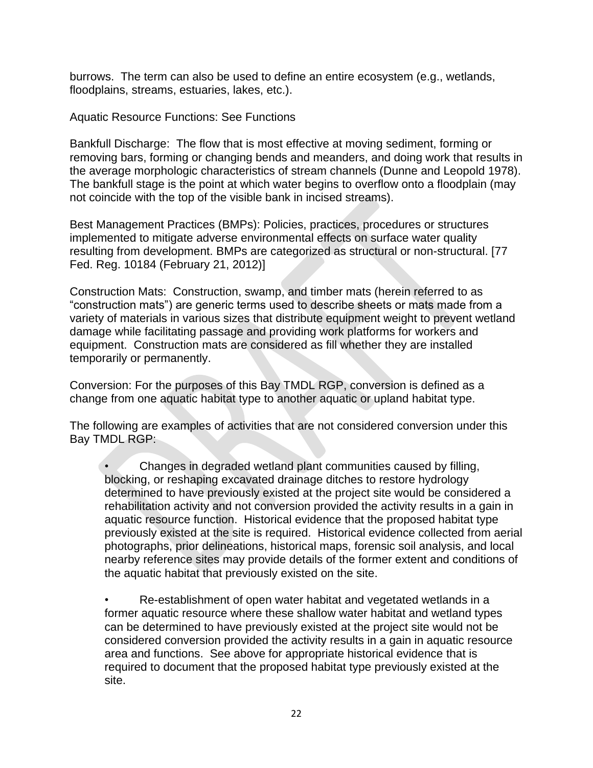burrows. The term can also be used to define an entire ecosystem (e.g., wetlands, floodplains, streams, estuaries, lakes, etc.).

Aquatic Resource Functions: See Functions

Bankfull Discharge: The flow that is most effective at moving sediment, forming or removing bars, forming or changing bends and meanders, and doing work that results in the average morphologic characteristics of stream channels (Dunne and Leopold 1978). The bankfull stage is the point at which water begins to overflow onto a floodplain (may not coincide with the top of the visible bank in incised streams).

Best Management Practices (BMPs): Policies, practices, procedures or structures implemented to mitigate adverse environmental effects on surface water quality resulting from development. BMPs are categorized as structural or non-structural. [77 Fed. Reg. 10184 (February 21, 2012)]

Construction Mats: Construction, swamp, and timber mats (herein referred to as "construction mats") are generic terms used to describe sheets or mats made from a variety of materials in various sizes that distribute equipment weight to prevent wetland damage while facilitating passage and providing work platforms for workers and equipment. Construction mats are considered as fill whether they are installed temporarily or permanently.

Conversion: For the purposes of this Bay TMDL RGP, conversion is defined as a change from one aquatic habitat type to another aquatic or upland habitat type.

The following are examples of activities that are not considered conversion under this Bay TMDL RGP:

- Changes in degraded wetland plant communities caused by filling, blocking, or reshaping excavated drainage ditches to restore hydrology determined to have previously existed at the project site would be considered a rehabilitation activity and not conversion provided the activity results in a gain in aquatic resource function. Historical evidence that the proposed habitat type previously existed at the site is required. Historical evidence collected from aerial photographs, prior delineations, historical maps, forensic soil analysis, and local nearby reference sites may provide details of the former extent and conditions of the aquatic habitat that previously existed on the site.

- Re-establishment of open water habitat and vegetated wetlands in a former aquatic resource where these shallow water habitat and wetland types can be determined to have previously existed at the project site would not be considered conversion provided the activity results in a gain in aquatic resource area and functions. See above for appropriate historical evidence that is required to document that the proposed habitat type previously existed at the site.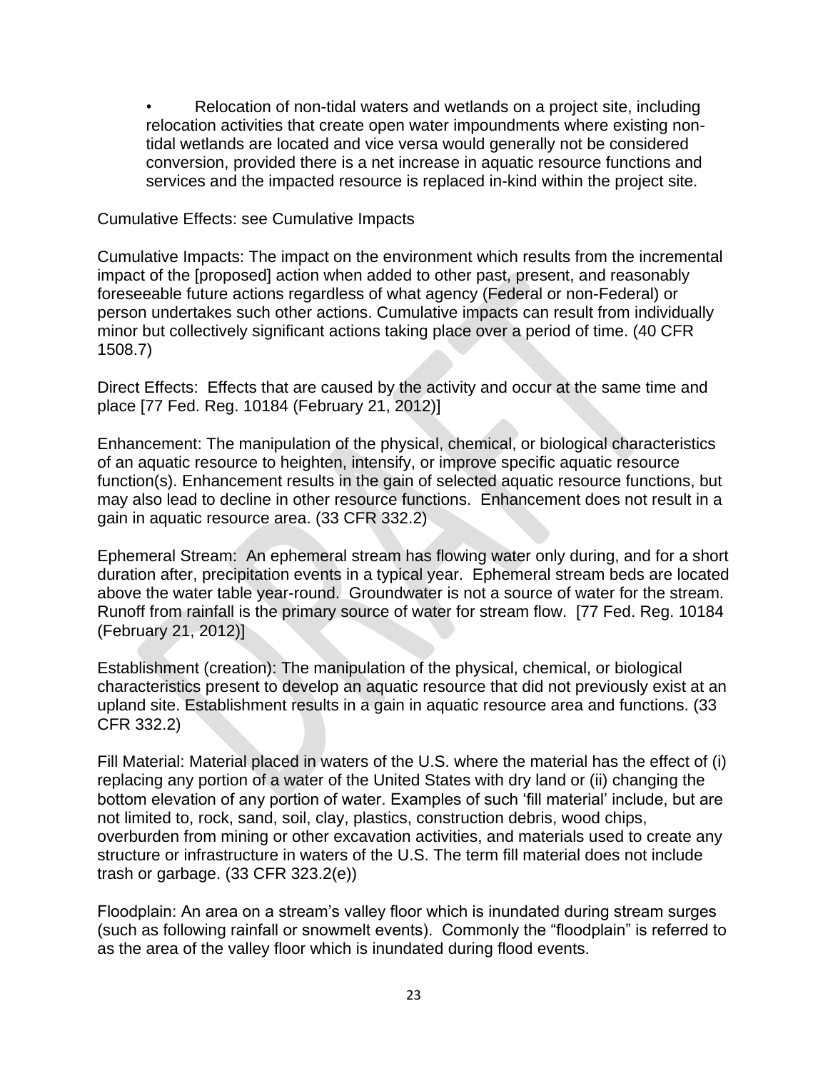- Relocation of non-tidal waters and wetlands on a project site, including relocation activities that create open water impoundments where existing non-tidal wetlands are located and vice versa would generally not be considered conversion, provided there is a net increase in aquatic resource functions and services and the impacted resource is replaced in-kind within the project site.

Cumulative Effects: see Cumulative Impacts

Cumulative Impacts: The impact on the environment which results from the incremental impact of the [proposed] action when added to other past, present, and reasonably foreseeable future actions regardless of what agency (Federal or non-Federal) or person undertakes such other actions. Cumulative impacts can result from individually minor but collectively significant actions taking place over a period of time. (40 CFR 1508.7)

Direct Effects: Effects that are caused by the activity and occur at the same time and place [77 Fed. Reg. 10184 (February 21, 2012)]

Enhancement: The manipulation of the physical, chemical, or biological characteristics of an aquatic resource to heighten, intensify, or improve specific aquatic resource function(s). Enhancement results in the gain of selected aquatic resource functions, but may also lead to decline in other resource functions. Enhancement does not result in a gain in aquatic resource area. (33 CFR 332.2)

Ephemeral Stream: An ephemeral stream has flowing water only during, and for a short duration after, precipitation events in a typical year. Ephemeral stream beds are located above the water table year-round. Groundwater is not a source of water for the stream. Runoff from rainfall is the primary source of water for stream flow. [77 Fed. Reg. 10184 (February 21, 2012)]

Establishment (creation): The manipulation of the physical, chemical, or biological characteristics present to develop an aquatic resource that did not previously exist at an upland site. Establishment results in a gain in aquatic resource area and functions. (33 CFR 332.2)

Fill Material: Material placed in waters of the U.S. where the material has the effect of (i) replacing any portion of a water of the United States with dry land or (ii) changing the bottom elevation of any portion of water. Examples of such 'fill material' include, but are not limited to, rock, sand, soil, clay, plastics, construction debris, wood chips, overburden from mining or other excavation activities, and materials used to create any structure or infrastructure in waters of the U.S. The term fill material does not include trash or garbage. (33 CFR 323.2(e))

Floodplain: An area on a stream's valley floor which is inundated during stream surges (such as following rainfall or snowmelt events). Commonly the "floodplain" is referred to as the area of the valley floor which is inundated during flood events.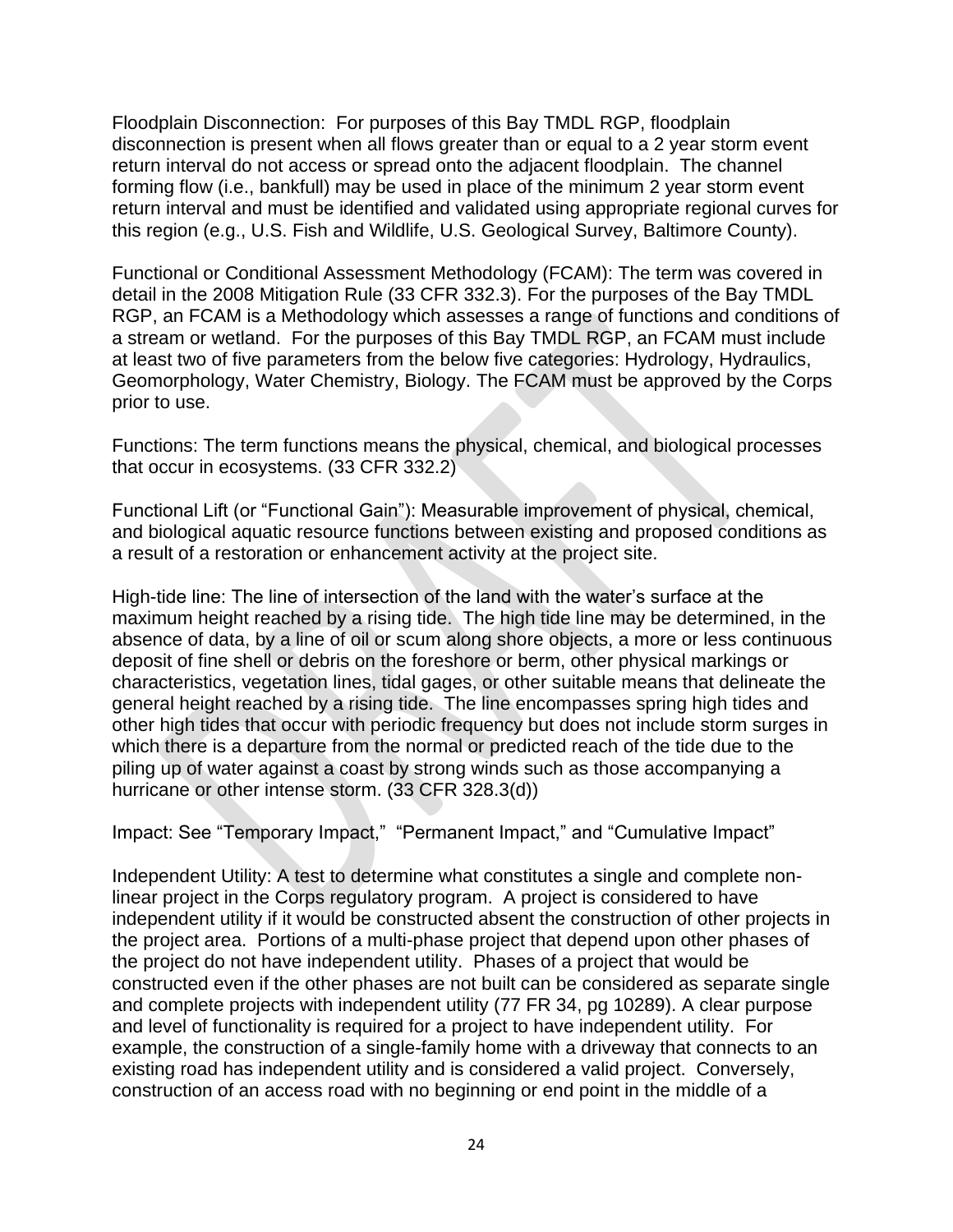Floodplain Disconnection: For purposes of this Bay TMDL RGP, floodplain disconnection is present when all flows greater than or equal to a 2 year storm event return interval do not access or spread onto the adjacent floodplain. The channel forming flow (i.e., bankfull) may be used in place of the minimum 2 year storm event return interval and must be identified and validated using appropriate regional curves for this region (e.g., U.S. Fish and Wildlife, U.S. Geological Survey, Baltimore County).

Functional or Conditional Assessment Methodology (FCAM): The term was covered in detail in the 2008 Mitigation Rule (33 CFR 332.3). For the purposes of the Bay TMDL RGP, an FCAM is a Methodology which assesses a range of functions and conditions of a stream or wetland. For the purposes of this Bay TMDL RGP, an FCAM must include at least two of five parameters from the below five categories: Hydrology, Hydraulics, Geomorphology, Water Chemistry, Biology. The FCAM must be approved by the Corps prior to use.

Functions: The term functions means the physical, chemical, and biological processes that occur in ecosystems. (33 CFR 332.2)

Functional Lift (or "Functional Gain"): Measurable improvement of physical, chemical, and biological aquatic resource functions between existing and proposed conditions as a result of a restoration or enhancement activity at the project site.

High-tide line: The line of intersection of the land with the water's surface at the maximum height reached by a rising tide. The high tide line may be determined, in the absence of data, by a line of oil or scum along shore objects, a more or less continuous deposit of fine shell or debris on the foreshore or berm, other physical markings or characteristics, vegetation lines, tidal gages, or other suitable means that delineate the general height reached by a rising tide. The line encompasses spring high tides and other high tides that occur with periodic frequency but does not include storm surges in which there is a departure from the normal or predicted reach of the tide due to the piling up of water against a coast by strong winds such as those accompanying a hurricane or other intense storm. (33 CFR 328.3(d))

Impact: See "Temporary Impact," "Permanent Impact," and "Cumulative Impact"

Independent Utility: A test to determine what constitutes a single and complete non-linear project in the Corps regulatory program. A project is considered to have independent utility if it would be constructed absent the construction of other projects in the project area. Portions of a multi-phase project that depend upon other phases of the project do not have independent utility. Phases of a project that would be constructed even if the other phases are not built can be considered as separate single and complete projects with independent utility (77 FR 34, pg 10289). A clear purpose and level of functionality is required for a project to have independent utility. For example, the construction of a single-family home with a driveway that connects to an existing road has independent utility and is considered a valid project. Conversely, construction of an access road with no beginning or end point in the middle of a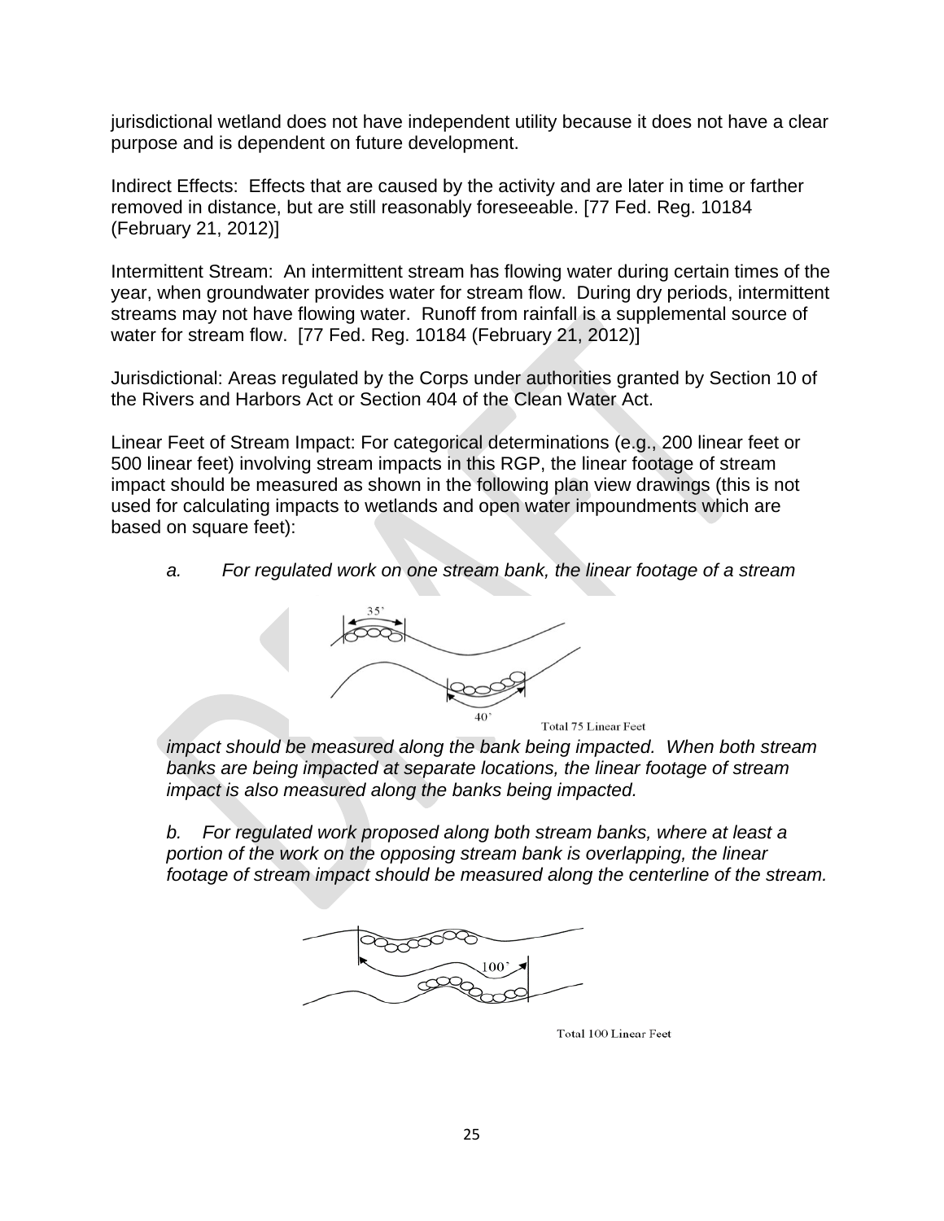jurisdictional wetland does not have independent utility because it does not have a clear purpose and is dependent on future development.

Indirect Effects: Effects that are caused by the activity and are later in time or farther removed in distance, but are still reasonably foreseeable. [77 Fed. Reg. 10184 (February 21, 2012)]

Intermittent Stream: An intermittent stream has flowing water during certain times of the year, when groundwater provides water for stream flow. During dry periods, intermittent streams may not have flowing water. Runoff from rainfall is a supplemental source of water for stream flow. [77 Fed. Reg. 10184 (February 21, 2012)]

Jurisdictional: Areas regulated by the Corps under authorities granted by Section 10 of the Rivers and Harbors Act or Section 404 of the Clean Water Act.

Linear Feet of Stream Impact: For categorical determinations (e.g., 200 linear feet or 500 linear feet) involving stream impacts in this RGP, the linear footage of stream impact should be measured as shown in the following plan view drawings (this is not used for calculating impacts to wetlands and open water impoundments which are based on square feet):

*a. For regulated work on one stream bank, the linear footage of a stream impact should be measured along the bank being impacted. When both stream banks are being impacted at separate locations, the linear footage of stream impact is also measured along the banks being impacted.*

35'

40'

Total 75 Linear Feet

*b. For regulated work proposed along both stream banks, where at least a portion of the work on the opposing stream bank is overlapping, the linear footage of stream impact should be measured along the centerline of the stream.*

100'

Total 100 Linear Feet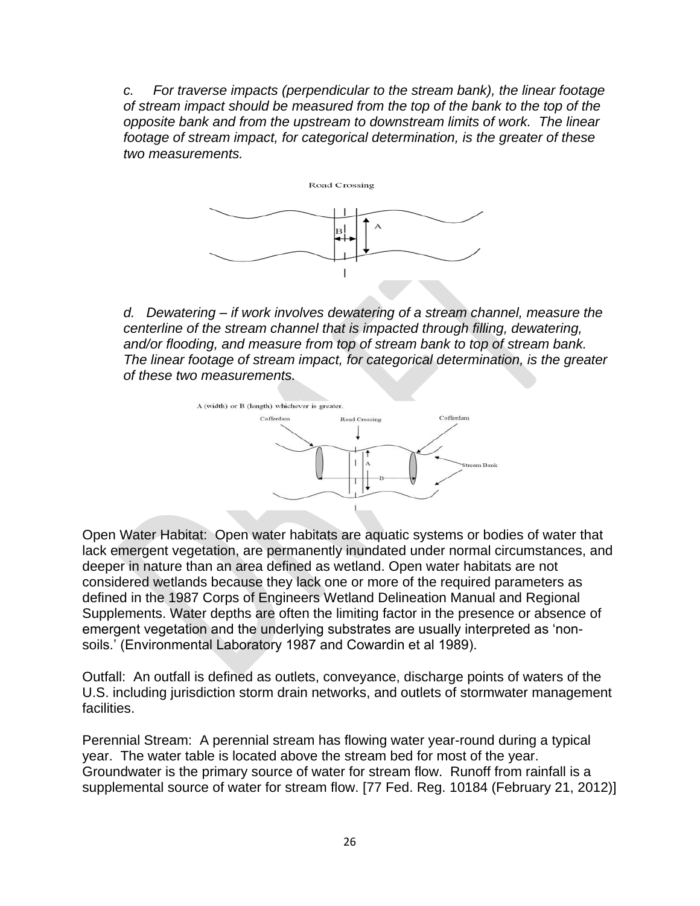*c. For traverse impacts (perpendicular to the stream bank), the linear footage of stream impact should be measured from the top of the bank to the top of the opposite bank and from the upstream to downstream limits of work. The linear footage of stream impact, for categorical determination, is the greater of these two measurements.*

Road Crossing

*d. Dewatering – if work involves dewatering of a stream channel, measure the centerline of the stream channel that is impacted through filling, dewatering, and/or flooding, and measure from top of stream bank to top of stream bank. The linear footage of stream impact, for categorical determination, is the greater of these two measurements.*

A (width) or B (length) whichever is greater.

Open Water Habitat: Open water habitats are aquatic systems or bodies of water that lack emergent vegetation, are permanently inundated under normal circumstances, and deeper in nature than an area defined as wetland. Open water habitats are not considered wetlands because they lack one or more of the required parameters as defined in the 1987 Corps of Engineers Wetland Delineation Manual and Regional Supplements. Water depths are often the limiting factor in the presence or absence of emergent vegetation and the underlying substrates are usually interpreted as 'non-soils.' (Environmental Laboratory 1987 and Cowardin et al 1989).

Outfall: An outfall is defined as outlets, conveyance, discharge points of waters of the U.S. including jurisdiction storm drain networks, and outlets of stormwater management facilities.

Perennial Stream: A perennial stream has flowing water year-round during a typical year. The water table is located above the stream bed for most of the year. Groundwater is the primary source of water for stream flow. Runoff from rainfall is a supplemental source of water for stream flow. [77 Fed. Reg. 10184 (February 21, 2012)]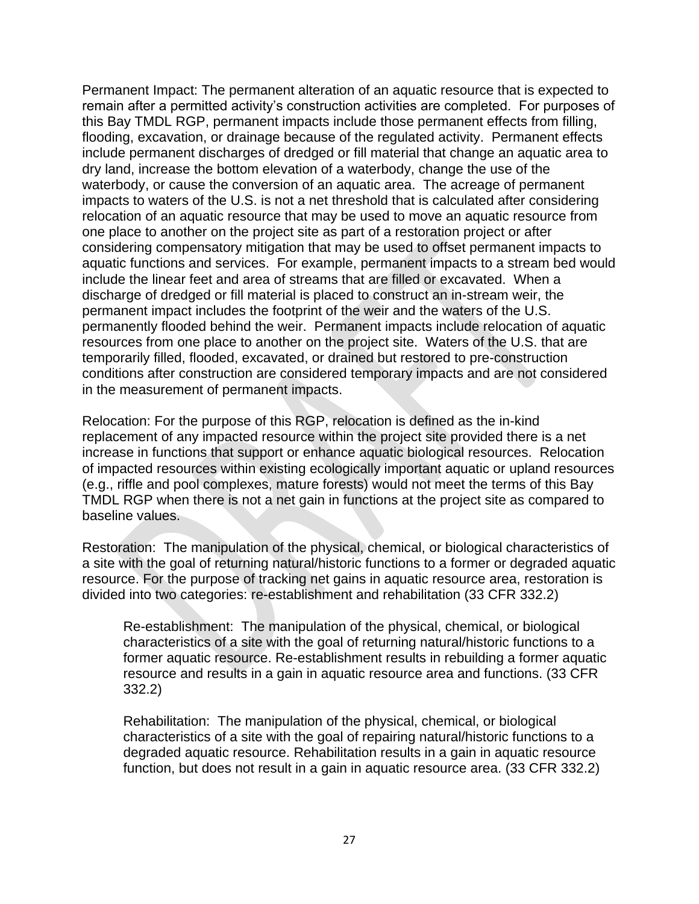Permanent Impact: The permanent alteration of an aquatic resource that is expected to remain after a permitted activity's construction activities are completed. For purposes of this Bay TMDL RGP, permanent impacts include those permanent effects from filling, flooding, excavation, or drainage because of the regulated activity. Permanent effects include permanent discharges of dredged or fill material that change an aquatic area to dry land, increase the bottom elevation of a waterbody, change the use of the waterbody, or cause the conversion of an aquatic area. The acreage of permanent impacts to waters of the U.S. is not a net threshold that is calculated after considering relocation of an aquatic resource that may be used to move an aquatic resource from one place to another on the project site as part of a restoration project or after considering compensatory mitigation that may be used to offset permanent impacts to aquatic functions and services. For example, permanent impacts to a stream bed would include the linear feet and area of streams that are filled or excavated. When a discharge of dredged or fill material is placed to construct an in-stream weir, the permanent impact includes the footprint of the weir and the waters of the U.S. permanently flooded behind the weir. Permanent impacts include relocation of aquatic resources from one place to another on the project site. Waters of the U.S. that are temporarily filled, flooded, excavated, or drained but restored to pre-construction conditions after construction are considered temporary impacts and are not considered in the measurement of permanent impacts.

Relocation: For the purpose of this RGP, relocation is defined as the in-kind replacement of any impacted resource within the project site provided there is a net increase in functions that support or enhance aquatic biological resources. Relocation of impacted resources within existing ecologically important aquatic or upland resources (e.g., riffle and pool complexes, mature forests) would not meet the terms of this Bay TMDL RGP when there is not a net gain in functions at the project site as compared to baseline values.

Restoration: The manipulation of the physical, chemical, or biological characteristics of a site with the goal of returning natural/historic functions to a former or degraded aquatic resource. For the purpose of tracking net gains in aquatic resource area, restoration is divided into two categories: re-establishment and rehabilitation (33 CFR 332.2)

> Re-establishment: The manipulation of the physical, chemical, or biological characteristics of a site with the goal of returning natural/historic functions to a former aquatic resource. Re-establishment results in rebuilding a former aquatic resource and results in a gain in aquatic resource area and functions. (33 CFR 332.2)
>
> Rehabilitation: The manipulation of the physical, chemical, or biological characteristics of a site with the goal of repairing natural/historic functions to a degraded aquatic resource. Rehabilitation results in a gain in aquatic resource function, but does not result in a gain in aquatic resource area. (33 CFR 332.2)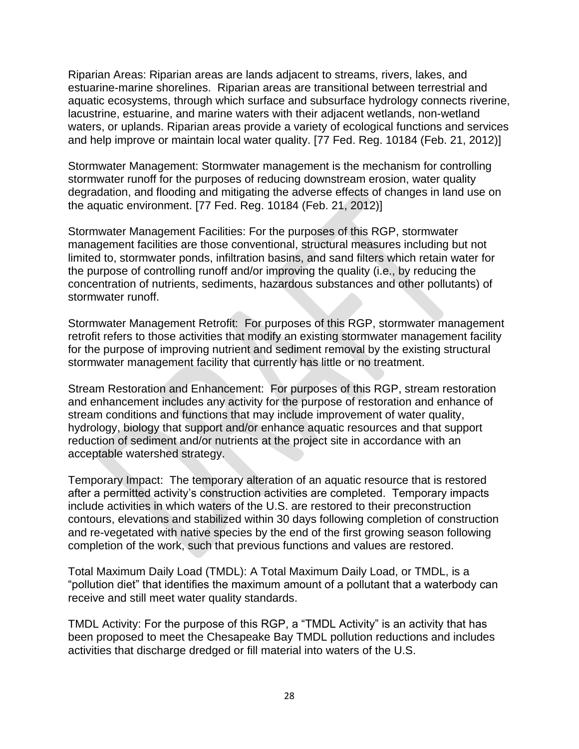Riparian Areas: Riparian areas are lands adjacent to streams, rivers, lakes, and estuarine-marine shorelines. Riparian areas are transitional between terrestrial and aquatic ecosystems, through which surface and subsurface hydrology connects riverine, lacustrine, estuarine, and marine waters with their adjacent wetlands, non-wetland waters, or uplands. Riparian areas provide a variety of ecological functions and services and help improve or maintain local water quality. [77 Fed. Reg. 10184 (Feb. 21, 2012)]

Stormwater Management: Stormwater management is the mechanism for controlling stormwater runoff for the purposes of reducing downstream erosion, water quality degradation, and flooding and mitigating the adverse effects of changes in land use on the aquatic environment. [77 Fed. Reg. 10184 (Feb. 21, 2012)]

Stormwater Management Facilities: For the purposes of this RGP, stormwater management facilities are those conventional, structural measures including but not limited to, stormwater ponds, infiltration basins, and sand filters which retain water for the purpose of controlling runoff and/or improving the quality (i.e., by reducing the concentration of nutrients, sediments, hazardous substances and other pollutants) of stormwater runoff.

Stormwater Management Retrofit: For purposes of this RGP, stormwater management retrofit refers to those activities that modify an existing stormwater management facility for the purpose of improving nutrient and sediment removal by the existing structural stormwater management facility that currently has little or no treatment.

Stream Restoration and Enhancement: For purposes of this RGP, stream restoration and enhancement includes any activity for the purpose of restoration and enhance of stream conditions and functions that may include improvement of water quality, hydrology, biology that support and/or enhance aquatic resources and that support reduction of sediment and/or nutrients at the project site in accordance with an acceptable watershed strategy.

Temporary Impact: The temporary alteration of an aquatic resource that is restored after a permitted activity's construction activities are completed. Temporary impacts include activities in which waters of the U.S. are restored to their preconstruction contours, elevations and stabilized within 30 days following completion of construction and re-vegetated with native species by the end of the first growing season following completion of the work, such that previous functions and values are restored.

Total Maximum Daily Load (TMDL): A Total Maximum Daily Load, or TMDL, is a "pollution diet" that identifies the maximum amount of a pollutant that a waterbody can receive and still meet water quality standards.

TMDL Activity: For the purpose of this RGP, a "TMDL Activity" is an activity that has been proposed to meet the Chesapeake Bay TMDL pollution reductions and includes activities that discharge dredged or fill material into waters of the U.S.